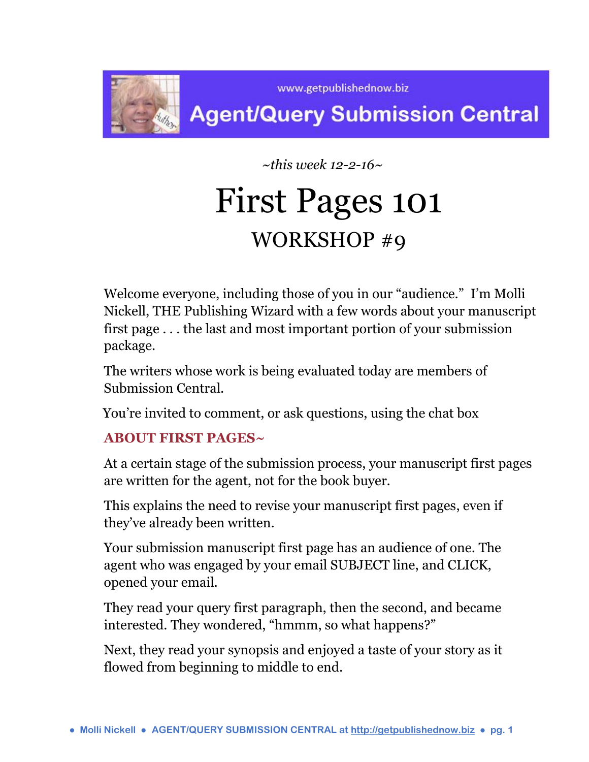www.getpublishednow.biz

**Agent/Query Submission Central**

*~this week 12-2-16~*

# First Pages 101

## WORKSHOP #9

Welcome everyone, including those of you in our "audience." I'm Molli Nickell, THE Publishing Wizard with a few words about your manuscript first page . . . the last and most important portion of your submission package.

The writers whose work is being evaluated today are members of Submission Central.

You're invited to comment, or ask questions, using the chat box

### ABOUT FIRST PAGES~

At a certain stage of the submission process, your manuscript first pages are written for the agent, not for the book buyer.

This explains the need to revise your manuscript first pages, even if they've already been written.

Your submission manuscript first page has an audience of one. The agent who was engaged by your email SUBJECT line, and CLICK, opened your email.

They read your query first paragraph, then the second, and became interested. They wondered, "hmmm, so what happens?"

Next, they read your synopsis and enjoyed a taste of your story as it flowed from beginning to middle to end.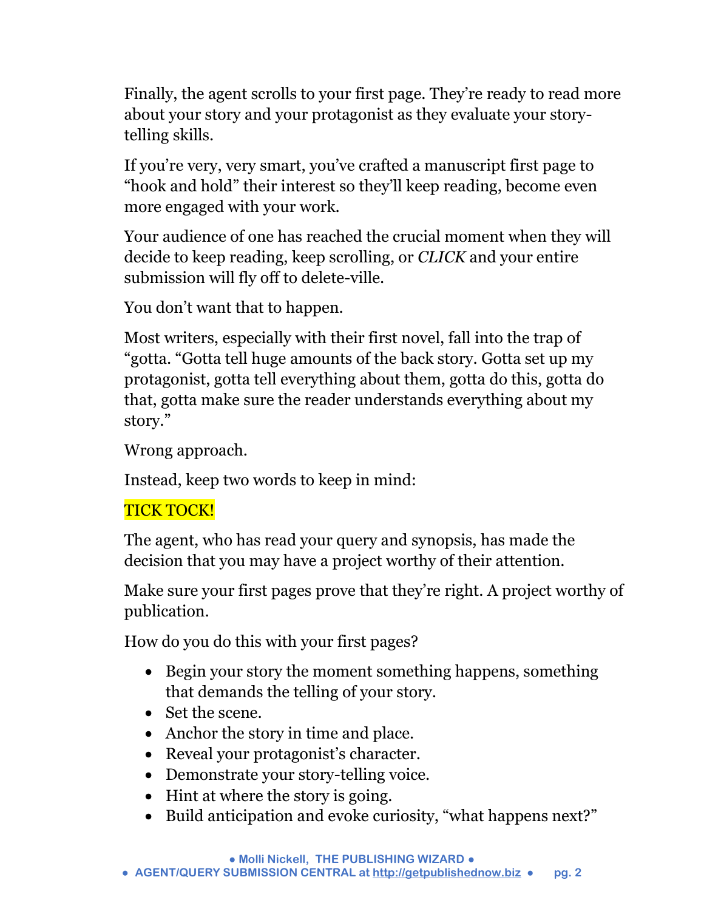Finally, the agent scrolls to your first page. They're ready to read more about your story and your protagonist as they evaluate your story-telling skills.

If you're very, very smart, you've crafted a manuscript first page to "hook and hold" their interest so they'll keep reading, become even more engaged with your work.

Your audience of one has reached the crucial moment when they will decide to keep reading, keep scrolling, or *CLICK* and your entire submission will fly off to delete-ville.

You don't want that to happen.

Most writers, especially with their first novel, fall into the trap of "gotta. "Gotta tell huge amounts of the back story. Gotta set up my protagonist, gotta tell everything about them, gotta do this, gotta do that, gotta make sure the reader understands everything about my story."

Wrong approach.

Instead, keep two words to keep in mind:

TICK TOCK!

The agent, who has read your query and synopsis, has made the decision that you may have a project worthy of their attention.

Make sure your first pages prove that they're right. A project worthy of publication.

How do you do this with your first pages?

- Begin your story the moment something happens, something that demands the telling of your story.
- Set the scene.
- Anchor the story in time and place.
- Reveal your protagonist's character.
- Demonstrate your story-telling voice.
- Hint at where the story is going.
- Build anticipation and evoke curiosity, "what happens next?"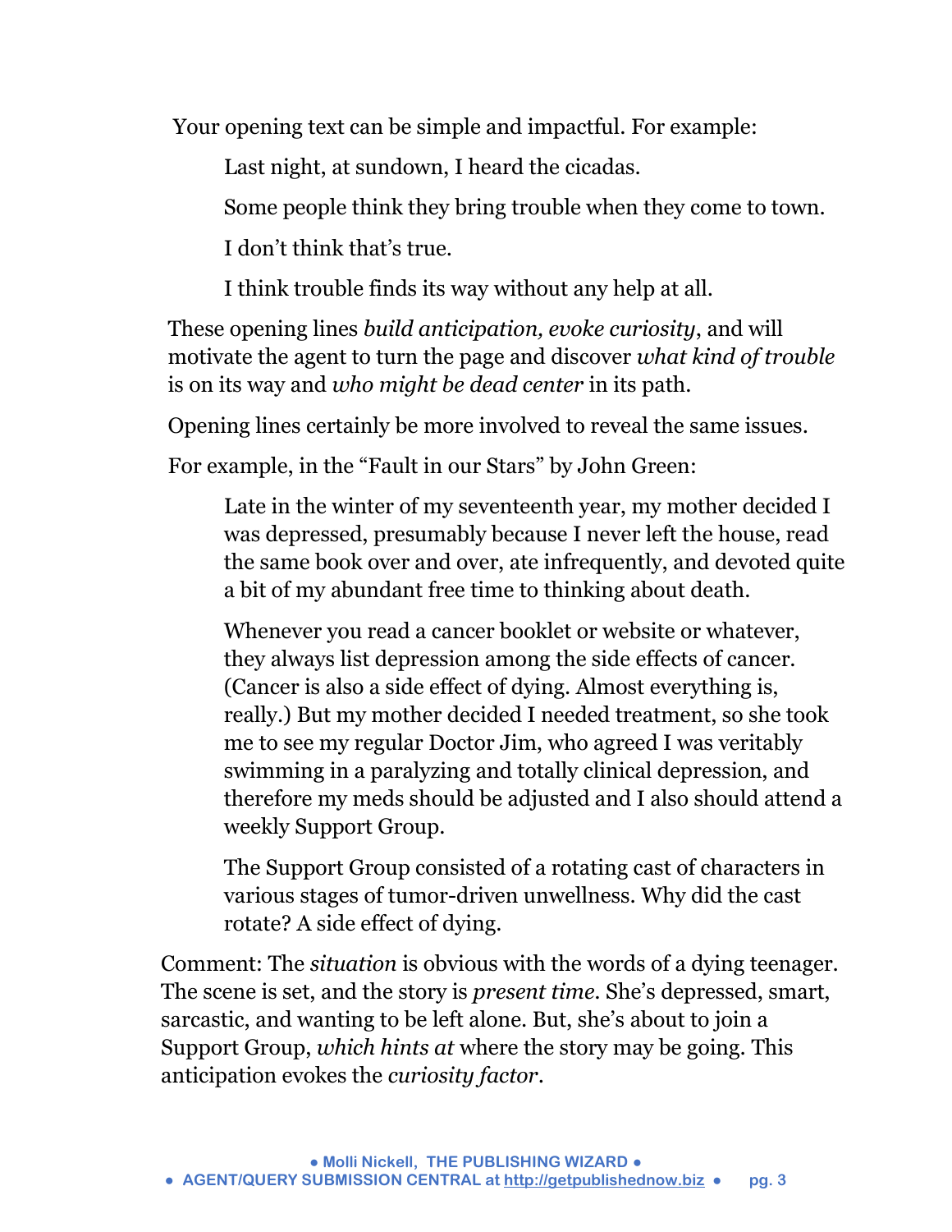Your opening text can be simple and impactful. For example:

> Last night, at sundown, I heard the cicadas.
>
> Some people think they bring trouble when they come to town.
>
> I don't think that's true.
>
> I think trouble finds its way without any help at all.

These opening lines *build anticipation, evoke curiosity*, and will motivate the agent to turn the page and discover *what kind of trouble* is on its way and *who might be dead center* in its path.

Opening lines certainly be more involved to reveal the same issues.

For example, in the "Fault in our Stars" by John Green:

> Late in the winter of my seventeenth year, my mother decided I was depressed, presumably because I never left the house, read the same book over and over, ate infrequently, and devoted quite a bit of my abundant free time to thinking about death.
>
> Whenever you read a cancer booklet or website or whatever, they always list depression among the side effects of cancer. (Cancer is also a side effect of dying. Almost everything is, really.) But my mother decided I needed treatment, so she took me to see my regular Doctor Jim, who agreed I was veritably swimming in a paralyzing and totally clinical depression, and therefore my meds should be adjusted and I also should attend a weekly Support Group.
>
> The Support Group consisted of a rotating cast of characters in various stages of tumor-driven unwellness. Why did the cast rotate? A side effect of dying.

Comment: The *situation* is obvious with the words of a dying teenager. The scene is set, and the story is *present time*. She's depressed, smart, sarcastic, and wanting to be left alone. But, she's about to join a Support Group, *which hints at* where the story may be going. This anticipation evokes the *curiosity factor*.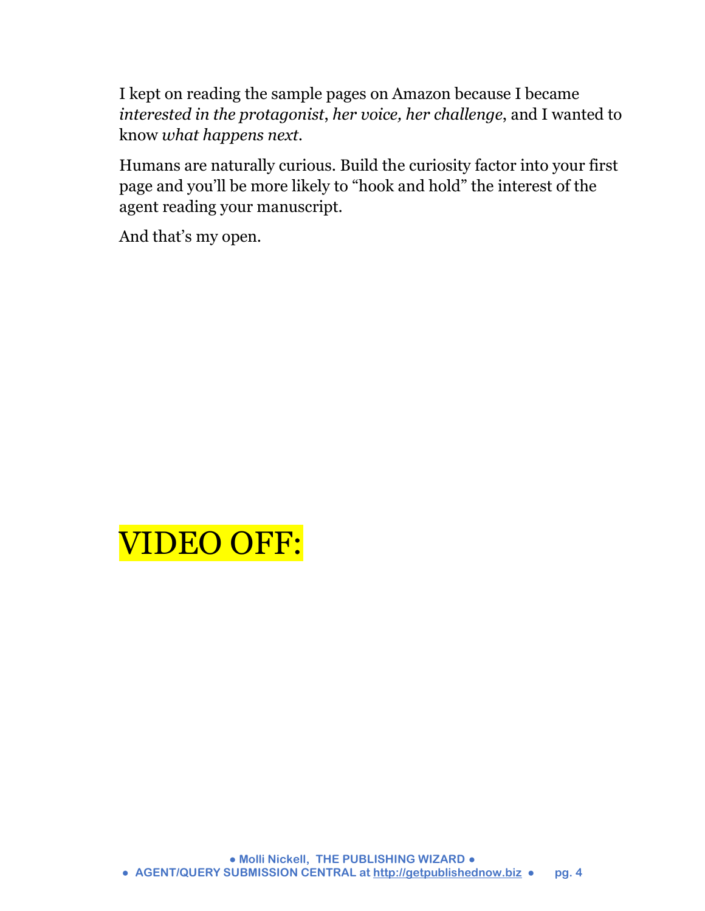I kept on reading the sample pages on Amazon because I became *interested in the protagonist*, *her voice, her challenge*, and I wanted to know *what happens next*.

Humans are naturally curious. Build the curiosity factor into your first page and you'll be more likely to "hook and hold" the interest of the agent reading your manuscript.

And that's my open.

# VIDEO OFF: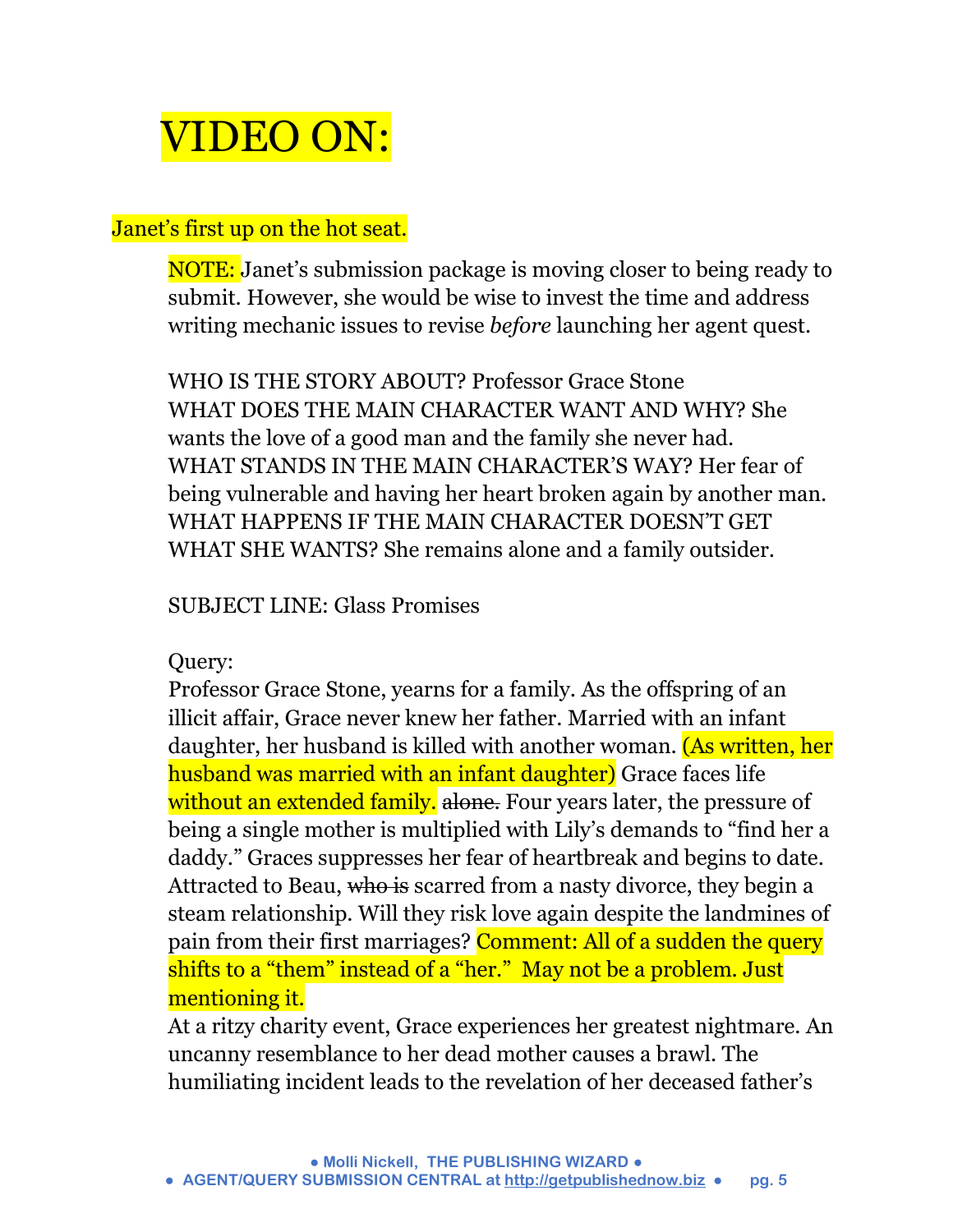# VIDEO ON:

Janet's first up on the hot seat.

NOTE: Janet's submission package is moving closer to being ready to submit. However, she would be wise to invest the time and address writing mechanic issues to revise *before* launching her agent quest.

WHO IS THE STORY ABOUT? Professor Grace Stone
WHAT DOES THE MAIN CHARACTER WANT AND WHY? She wants the love of a good man and the family she never had.
WHAT STANDS IN THE MAIN CHARACTER'S WAY? Her fear of being vulnerable and having her heart broken again by another man.
WHAT HAPPENS IF THE MAIN CHARACTER DOESN'T GET WHAT SHE WANTS? She remains alone and a family outsider.

SUBJECT LINE: Glass Promises

Query:
Professor Grace Stone, yearns for a family. As the offspring of an illicit affair, Grace never knew her father. Married with an infant daughter, her husband is killed with another woman. (As written, her husband was married with an infant daughter) Grace faces life without an extended family. ~~alone.~~ Four years later, the pressure of being a single mother is multiplied with Lily's demands to "find her a daddy." Graces suppresses her fear of heartbreak and begins to date. Attracted to Beau, ~~who is~~ scarred from a nasty divorce, they begin a steam relationship. Will they risk love again despite the landmines of pain from their first marriages? Comment: All of a sudden the query shifts to a "them" instead of a "her." May not be a problem. Just mentioning it.
At a ritzy charity event, Grace experiences her greatest nightmare. An uncanny resemblance to her dead mother causes a brawl. The humiliating incident leads to the revelation of her deceased father's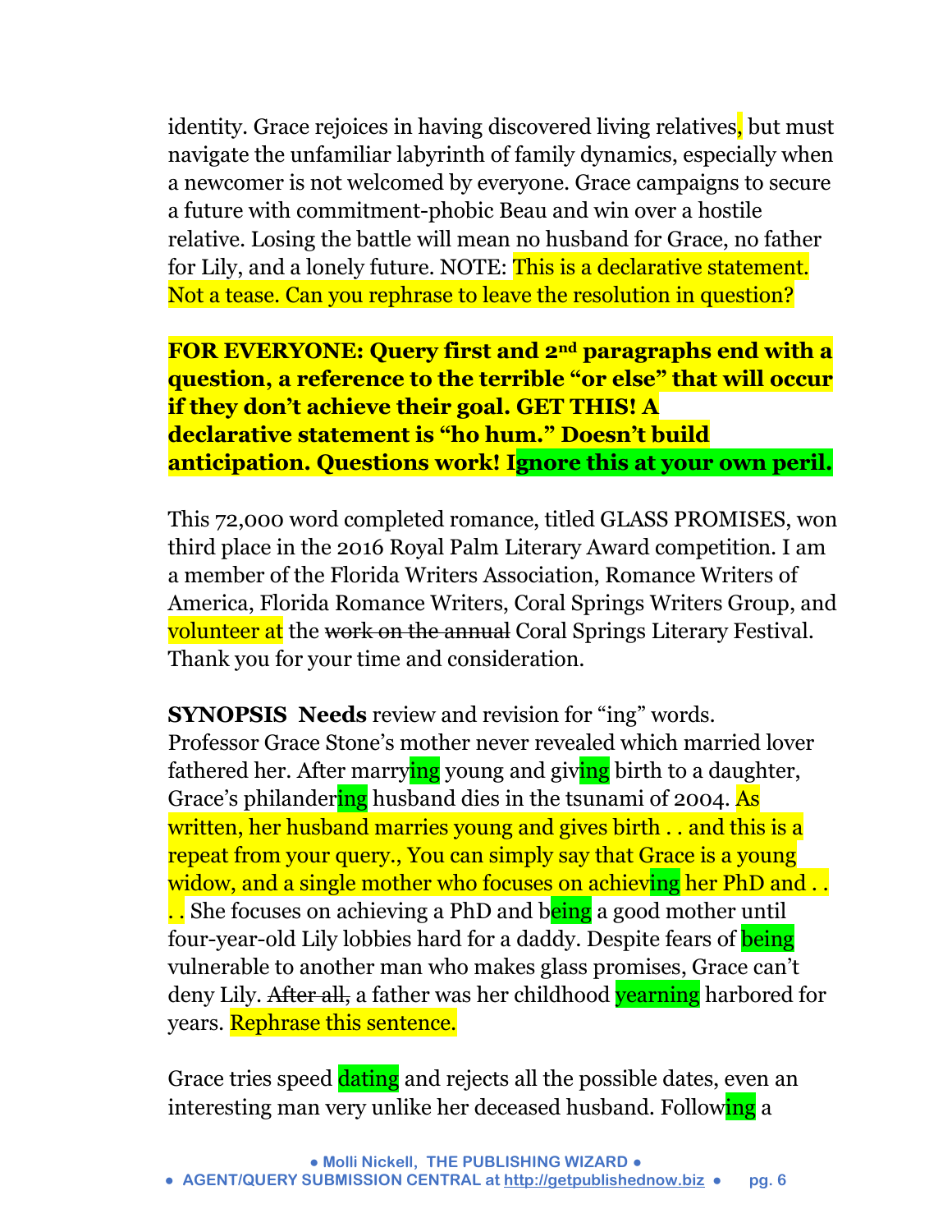identity. Grace rejoices in having discovered living relatives, but must navigate the unfamiliar labyrinth of family dynamics, especially when a newcomer is not welcomed by everyone. Grace campaigns to secure a future with commitment-phobic Beau and win over a hostile relative. Losing the battle will mean no husband for Grace, no father for Lily, and a lonely future. NOTE: This is a declarative statement. Not a tease. Can you rephrase to leave the resolution in question?

**FOR EVERYONE: Query first and 2nd paragraphs end with a question, a reference to the terrible "or else" that will occur if they don't achieve their goal. GET THIS! A declarative statement is "ho hum." Doesn't build anticipation. Questions work! Ignore this at your own peril.**

This 72,000 word completed romance, titled GLASS PROMISES, won third place in the 2016 Royal Palm Literary Award competition. I am a member of the Florida Writers Association, Romance Writers of America, Florida Romance Writers, Coral Springs Writers Group, and volunteer at the ~~work on the annual~~ Coral Springs Literary Festival. Thank you for your time and consideration.

**SYNOPSIS Needs** review and revision for "ing" words.
Professor Grace Stone's mother never revealed which married lover fathered her. After marrying young and giving birth to a daughter, Grace's philandering husband dies in the tsunami of 2004. As written, her husband marries young and gives birth . . and this is a repeat from your query., You can simply say that Grace is a young widow, and a single mother who focuses on achieving her PhD and . . . . She focuses on achieving a PhD and being a good mother until four-year-old Lily lobbies hard for a daddy. Despite fears of being vulnerable to another man who makes glass promises, Grace can't deny Lily. ~~After all,~~ a father was her childhood yearning harbored for years. Rephrase this sentence.

Grace tries speed dating and rejects all the possible dates, even an interesting man very unlike her deceased husband. Following a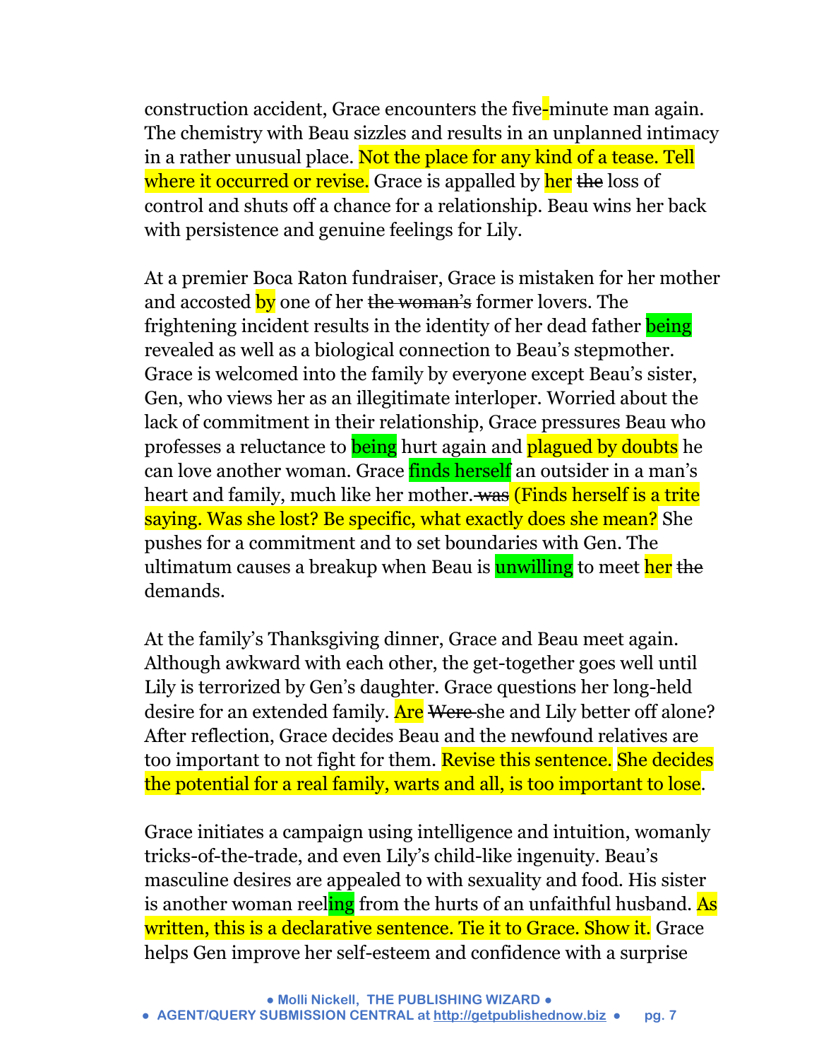construction accident, Grace encounters the five-minute man again. The chemistry with Beau sizzles and results in an unplanned intimacy in a rather unusual place. Not the place for any kind of a tease. Tell where it occurred or revise. Grace is appalled by her ~~the~~ loss of control and shuts off a chance for a relationship. Beau wins her back with persistence and genuine feelings for Lily.

At a premier Boca Raton fundraiser, Grace is mistaken for her mother and accosted by one of her ~~the woman's~~ former lovers. The frightening incident results in the identity of her dead father being revealed as well as a biological connection to Beau's stepmother. Grace is welcomed into the family by everyone except Beau's sister, Gen, who views her as an illegitimate interloper. Worried about the lack of commitment in their relationship, Grace pressures Beau who professes a reluctance to being hurt again and plagued by doubts he can love another woman. Grace finds herself an outsider in a man's heart and family, much like her mother. ~~was~~ (Finds herself is a trite saying. Was she lost? Be specific, what exactly does she mean? She pushes for a commitment and to set boundaries with Gen. The ultimatum causes a breakup when Beau is unwilling to meet her ~~the~~ demands.

At the family's Thanksgiving dinner, Grace and Beau meet again. Although awkward with each other, the get-together goes well until Lily is terrorized by Gen's daughter. Grace questions her long-held desire for an extended family. Are ~~Were~~ she and Lily better off alone? After reflection, Grace decides Beau and the newfound relatives are too important to not fight for them. Revise this sentence. She decides the potential for a real family, warts and all, is too important to lose.

Grace initiates a campaign using intelligence and intuition, womanly tricks-of-the-trade, and even Lily's child-like ingenuity. Beau's masculine desires are appealed to with sexuality and food. His sister is another woman reeling from the hurts of an unfaithful husband. As written, this is a declarative sentence. Tie it to Grace. Show it. Grace helps Gen improve her self-esteem and confidence with a surprise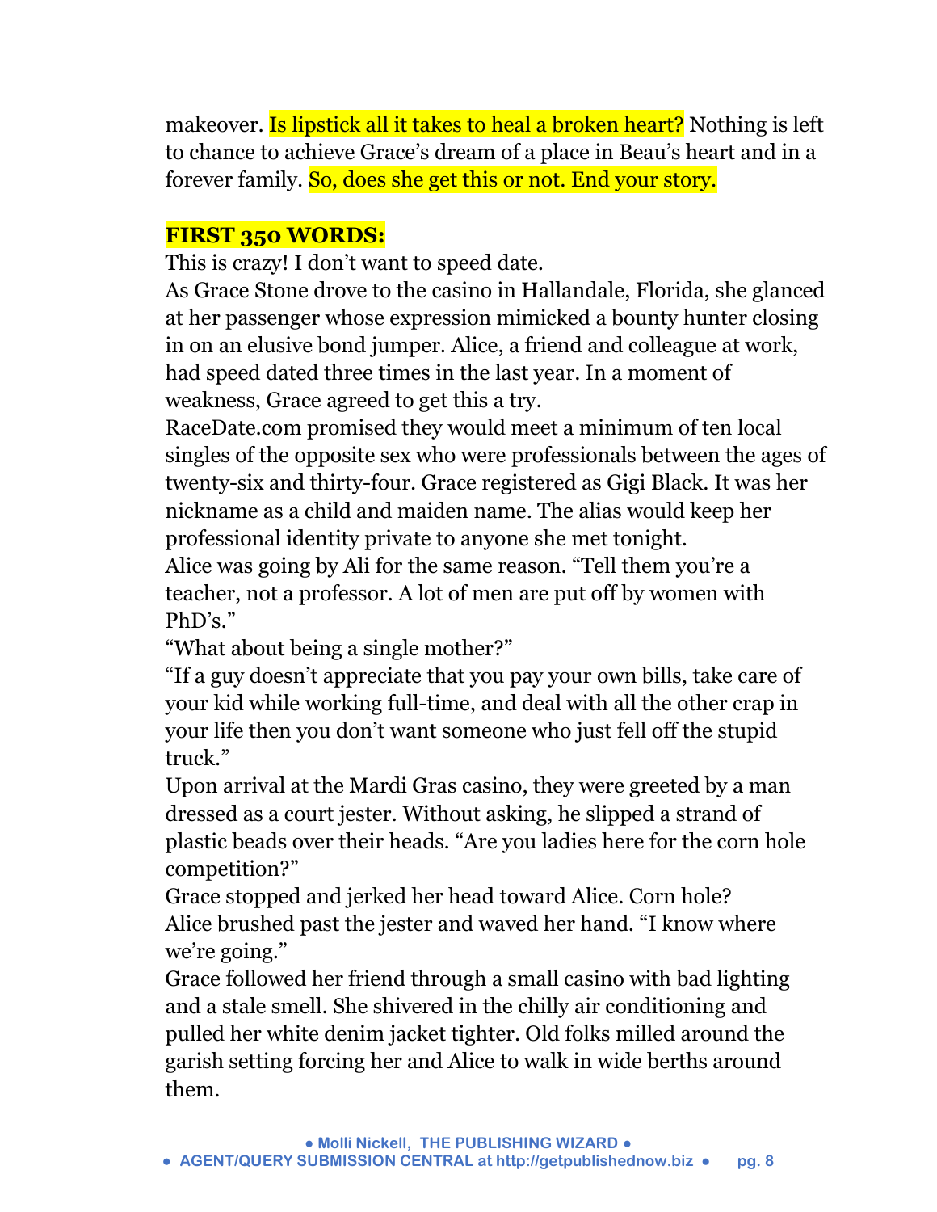makeover. Is lipstick all it takes to heal a broken heart? Nothing is left to chance to achieve Grace's dream of a place in Beau's heart and in a forever family. So, does she get this or not. End your story.

**FIRST 350 WORDS:**

This is crazy! I don't want to speed date.

As Grace Stone drove to the casino in Hallandale, Florida, she glanced at her passenger whose expression mimicked a bounty hunter closing in on an elusive bond jumper. Alice, a friend and colleague at work, had speed dated three times in the last year. In a moment of weakness, Grace agreed to get this a try.

RaceDate.com promised they would meet a minimum of ten local singles of the opposite sex who were professionals between the ages of twenty-six and thirty-four. Grace registered as Gigi Black. It was her nickname as a child and maiden name. The alias would keep her professional identity private to anyone she met tonight.

Alice was going by Ali for the same reason. "Tell them you're a teacher, not a professor. A lot of men are put off by women with PhD's."

"What about being a single mother?"

"If a guy doesn't appreciate that you pay your own bills, take care of your kid while working full-time, and deal with all the other crap in your life then you don't want someone who just fell off the stupid truck."

Upon arrival at the Mardi Gras casino, they were greeted by a man dressed as a court jester. Without asking, he slipped a strand of plastic beads over their heads. "Are you ladies here for the corn hole competition?"

Grace stopped and jerked her head toward Alice. Corn hole?

Alice brushed past the jester and waved her hand. "I know where we're going."

Grace followed her friend through a small casino with bad lighting and a stale smell. She shivered in the chilly air conditioning and pulled her white denim jacket tighter. Old folks milled around the garish setting forcing her and Alice to walk in wide berths around them.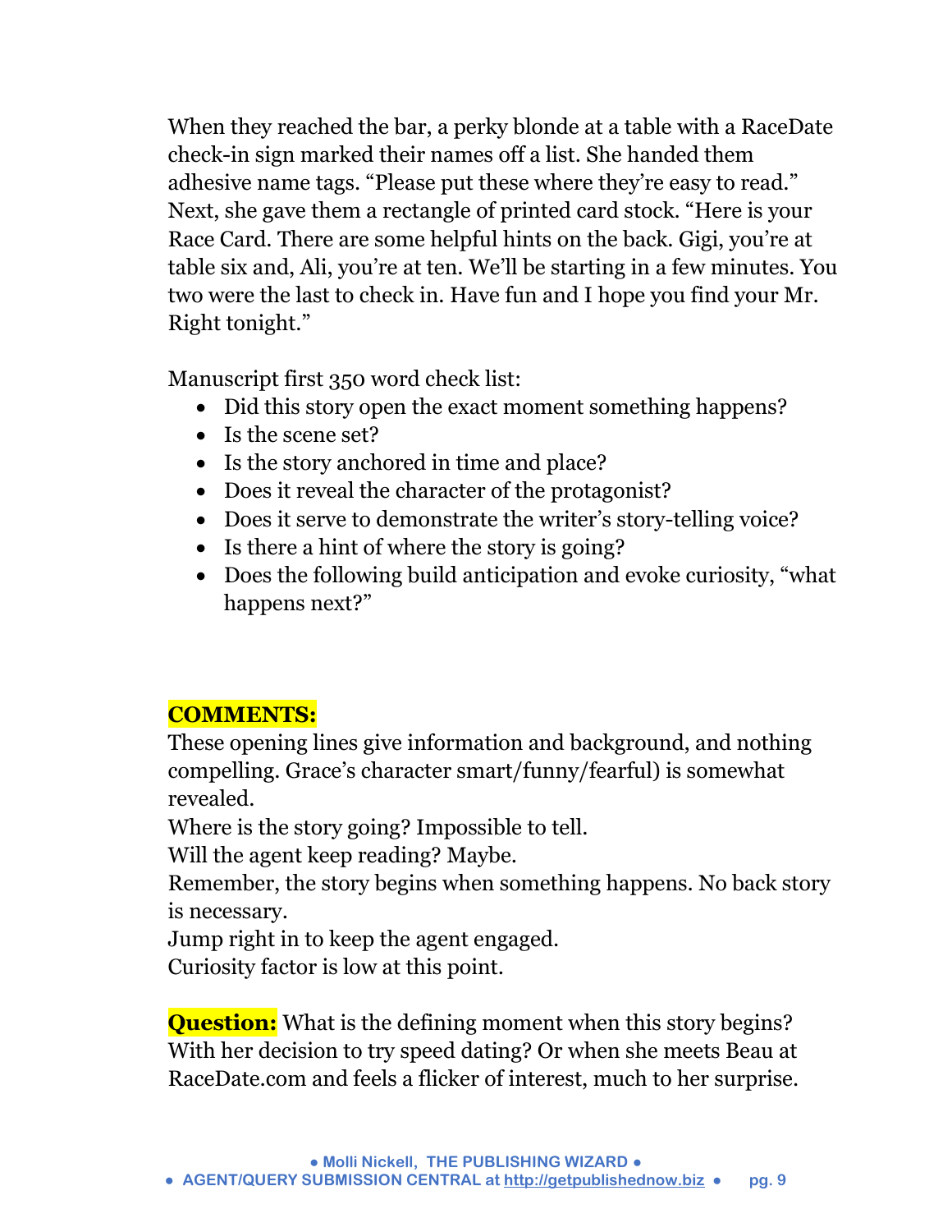When they reached the bar, a perky blonde at a table with a RaceDate check-in sign marked their names off a list. She handed them adhesive name tags. "Please put these where they're easy to read." Next, she gave them a rectangle of printed card stock. "Here is your Race Card. There are some helpful hints on the back. Gigi, you're at table six and, Ali, you're at ten. We'll be starting in a few minutes. You two were the last to check in. Have fun and I hope you find your Mr. Right tonight."

Manuscript first 350 word check list:

- Did this story open the exact moment something happens?
- Is the scene set?
- Is the story anchored in time and place?
- Does it reveal the character of the protagonist?
- Does it serve to demonstrate the writer's story-telling voice?
- Is there a hint of where the story is going?
- Does the following build anticipation and evoke curiosity, "what happens next?"

**COMMENTS:**

These opening lines give information and background, and nothing compelling. Grace's character smart/funny/fearful) is somewhat revealed.

Where is the story going? Impossible to tell.

Will the agent keep reading? Maybe.

Remember, the story begins when something happens. No back story is necessary.

Jump right in to keep the agent engaged.

Curiosity factor is low at this point.

**Question:** What is the defining moment when this story begins? With her decision to try speed dating? Or when she meets Beau at RaceDate.com and feels a flicker of interest, much to her surprise.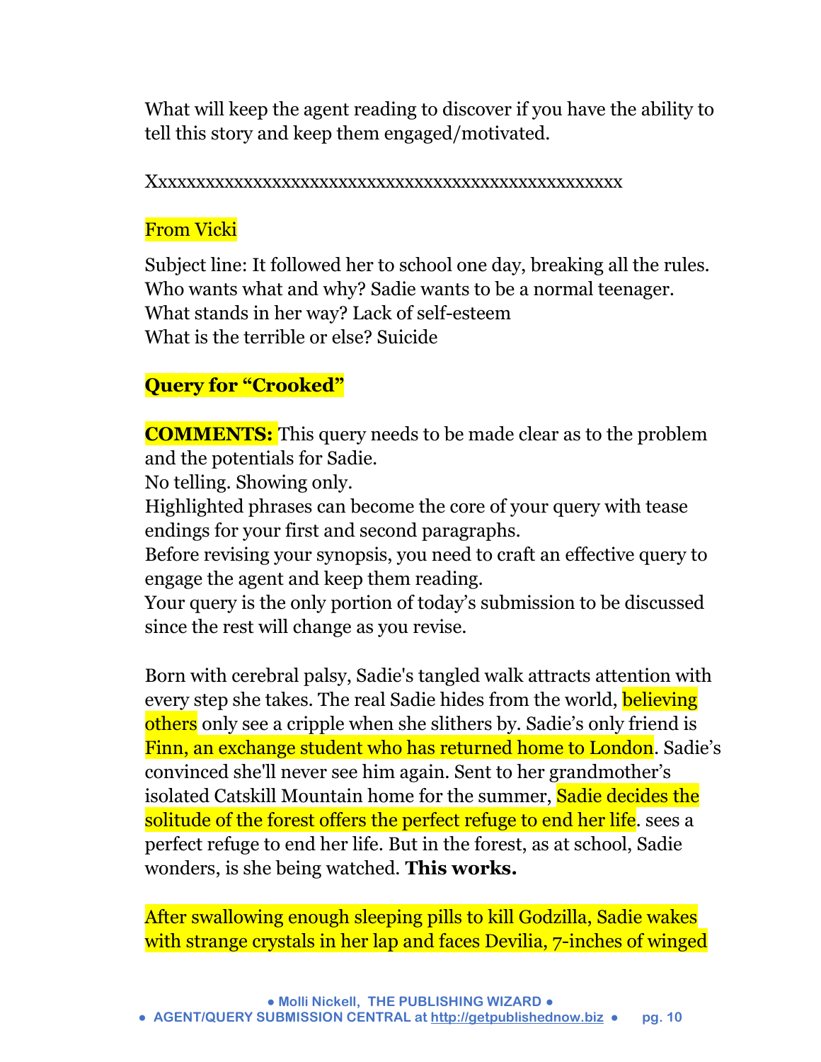What will keep the agent reading to discover if you have the ability to tell this story and keep them engaged/motivated.

Xxxxxxxxxxxxxxxxxxxxxxxxxxxxxxxxxxxxxxxxxxxxxxxxxxxx

From Vicki

Subject line: It followed her to school one day, breaking all the rules.
Who wants what and why? Sadie wants to be a normal teenager.
What stands in her way? Lack of self-esteem
What is the terrible or else? Suicide

**Query for "Crooked"**

**COMMENTS:** This query needs to be made clear as to the problem and the potentials for Sadie.
No telling. Showing only.
Highlighted phrases can become the core of your query with tease endings for your first and second paragraphs.
Before revising your synopsis, you need to craft an effective query to engage the agent and keep them reading.
Your query is the only portion of today's submission to be discussed since the rest will change as you revise.

Born with cerebral palsy, Sadie's tangled walk attracts attention with every step she takes. The real Sadie hides from the world, believing others only see a cripple when she slithers by. Sadie's only friend is Finn, an exchange student who has returned home to London. Sadie's convinced she'll never see him again. Sent to her grandmother's isolated Catskill Mountain home for the summer, Sadie decides the solitude of the forest offers the perfect refuge to end her life. sees a perfect refuge to end her life. But in the forest, as at school, Sadie wonders, is she being watched. **This works.**

After swallowing enough sleeping pills to kill Godzilla, Sadie wakes with strange crystals in her lap and faces Devilia, 7-inches of winged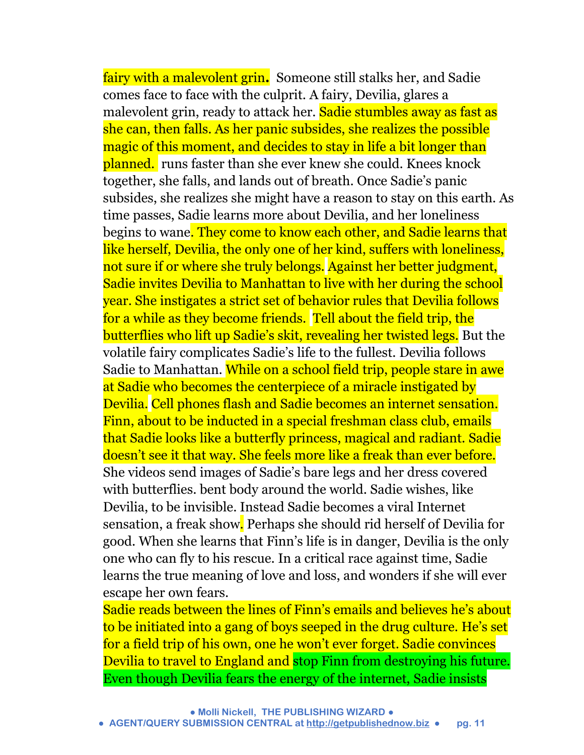fairy with a malevolent grin**.** Someone still stalks her, and Sadie comes face to face with the culprit. A fairy, Devilia, glares a malevolent grin, ready to attack her. Sadie stumbles away as fast as she can, then falls. As her panic subsides, she realizes the possible magic of this moment, and decides to stay in life a bit longer than planned. runs faster than she ever knew she could. Knees knock together, she falls, and lands out of breath. Once Sadie's panic subsides, she realizes she might have a reason to stay on this earth. As time passes, Sadie learns more about Devilia, and her loneliness begins to wane. They come to know each other, and Sadie learns that like herself, Devilia, the only one of her kind, suffers with loneliness, not sure if or where she truly belongs. Against her better judgment, Sadie invites Devilia to Manhattan to live with her during the school year. She instigates a strict set of behavior rules that Devilia follows for a while as they become friends. Tell about the field trip, the butterflies who lift up Sadie's skit, revealing her twisted legs. But the volatile fairy complicates Sadie's life to the fullest. Devilia follows Sadie to Manhattan. While on a school field trip, people stare in awe at Sadie who becomes the centerpiece of a miracle instigated by Devilia. Cell phones flash and Sadie becomes an internet sensation. Finn, about to be inducted in a special freshman class club, emails that Sadie looks like a butterfly princess, magical and radiant. Sadie doesn't see it that way. She feels more like a freak than ever before. She videos send images of Sadie's bare legs and her dress covered with butterflies. bent body around the world. Sadie wishes, like Devilia, to be invisible. Instead Sadie becomes a viral Internet sensation, a freak show. Perhaps she should rid herself of Devilia for good. When she learns that Finn's life is in danger, Devilia is the only one who can fly to his rescue. In a critical race against time, Sadie learns the true meaning of love and loss, and wonders if she will ever escape her own fears.

Sadie reads between the lines of Finn's emails and believes he's about to be initiated into a gang of boys seeped in the drug culture. He's set for a field trip of his own, one he won't ever forget. Sadie convinces Devilia to travel to England and stop Finn from destroying his future. Even though Devilia fears the energy of the internet, Sadie insists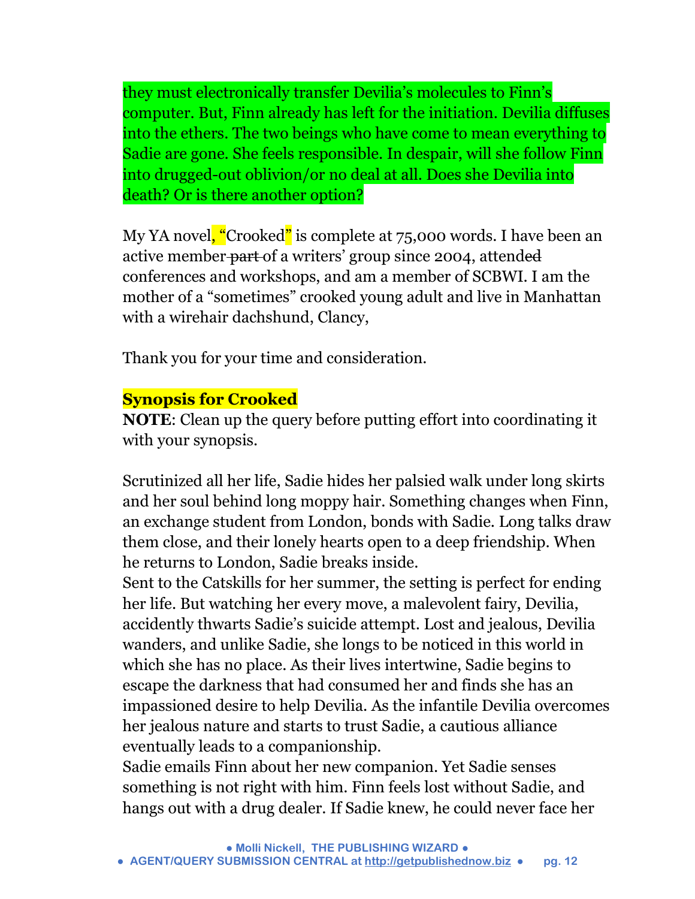they must electronically transfer Devilia's molecules to Finn's computer. But, Finn already has left for the initiation. Devilia diffuses into the ethers. The two beings who have come to mean everything to Sadie are gone. She feels responsible. In despair, will she follow Finn into drugged-out oblivion/or no deal at all. Does she Devilia into death? Or is there another option?

My YA novel, "Crooked" is complete at 75,000 words. I have been an active member ~~part~~ of a writers' group since 2004, attend~~ed~~ conferences and workshops, and am a member of SCBWI. I am the mother of a "sometimes" crooked young adult and live in Manhattan with a wirehair dachshund, Clancy,

Thank you for your time and consideration.

**Synopsis for Crooked**

**NOTE**: Clean up the query before putting effort into coordinating it with your synopsis.

Scrutinized all her life, Sadie hides her palsied walk under long skirts and her soul behind long moppy hair. Something changes when Finn, an exchange student from London, bonds with Sadie. Long talks draw them close, and their lonely hearts open to a deep friendship. When he returns to London, Sadie breaks inside.

Sent to the Catskills for her summer, the setting is perfect for ending her life. But watching her every move, a malevolent fairy, Devilia, accidently thwarts Sadie's suicide attempt. Lost and jealous, Devilia wanders, and unlike Sadie, she longs to be noticed in this world in which she has no place. As their lives intertwine, Sadie begins to escape the darkness that had consumed her and finds she has an impassioned desire to help Devilia. As the infantile Devilia overcomes her jealous nature and starts to trust Sadie, a cautious alliance eventually leads to a companionship.

Sadie emails Finn about her new companion. Yet Sadie senses something is not right with him. Finn feels lost without Sadie, and hangs out with a drug dealer. If Sadie knew, he could never face her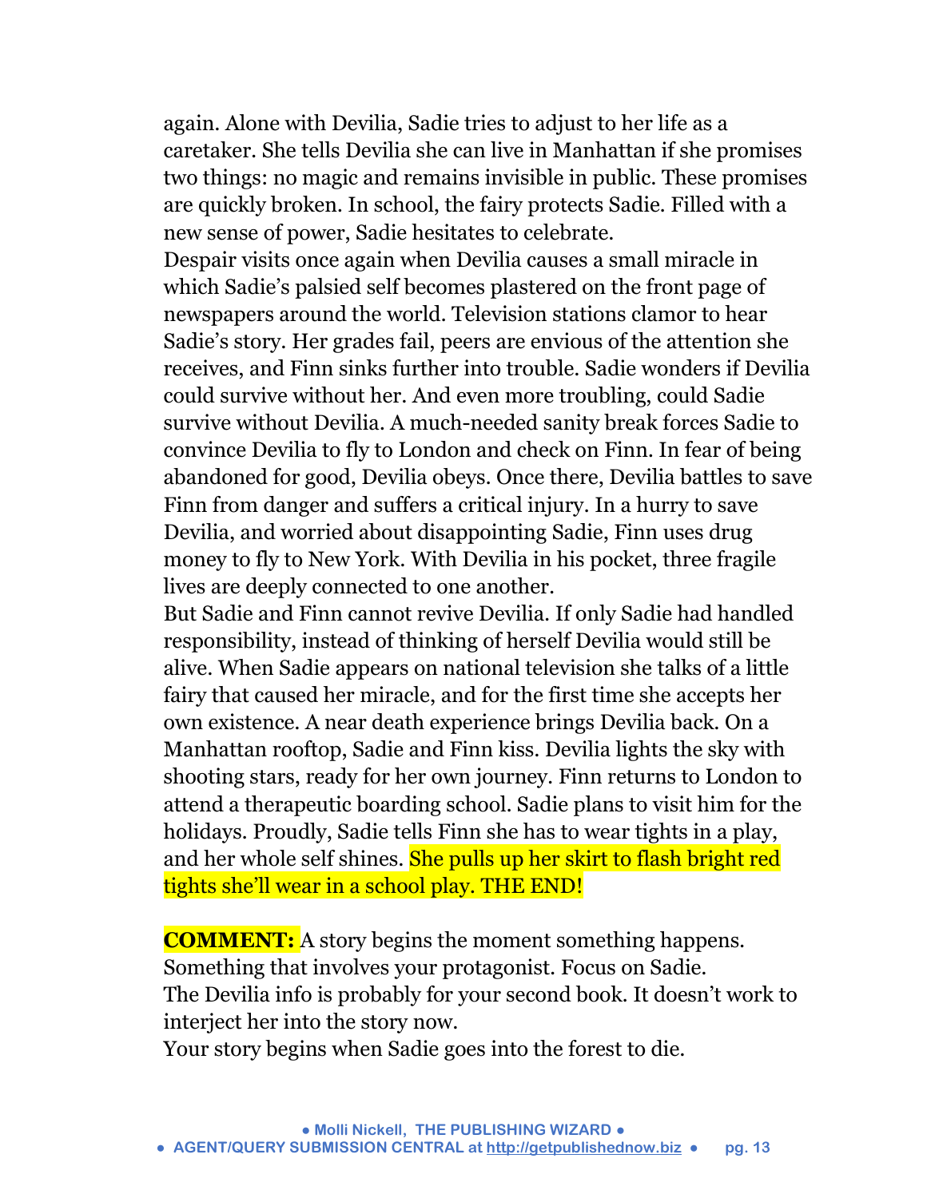again. Alone with Devilia, Sadie tries to adjust to her life as a caretaker. She tells Devilia she can live in Manhattan if she promises two things: no magic and remains invisible in public. These promises are quickly broken. In school, the fairy protects Sadie. Filled with a new sense of power, Sadie hesitates to celebrate.

Despair visits once again when Devilia causes a small miracle in which Sadie's palsied self becomes plastered on the front page of newspapers around the world. Television stations clamor to hear Sadie's story. Her grades fail, peers are envious of the attention she receives, and Finn sinks further into trouble. Sadie wonders if Devilia could survive without her. And even more troubling, could Sadie survive without Devilia. A much-needed sanity break forces Sadie to convince Devilia to fly to London and check on Finn. In fear of being abandoned for good, Devilia obeys. Once there, Devilia battles to save Finn from danger and suffers a critical injury. In a hurry to save Devilia, and worried about disappointing Sadie, Finn uses drug money to fly to New York. With Devilia in his pocket, three fragile lives are deeply connected to one another.

But Sadie and Finn cannot revive Devilia. If only Sadie had handled responsibility, instead of thinking of herself Devilia would still be alive. When Sadie appears on national television she talks of a little fairy that caused her miracle, and for the first time she accepts her own existence. A near death experience brings Devilia back. On a Manhattan rooftop, Sadie and Finn kiss. Devilia lights the sky with shooting stars, ready for her own journey. Finn returns to London to attend a therapeutic boarding school. Sadie plans to visit him for the holidays. Proudly, Sadie tells Finn she has to wear tights in a play, and her whole self shines. She pulls up her skirt to flash bright red tights she'll wear in a school play. THE END!

**COMMENT:** A story begins the moment something happens. Something that involves your protagonist. Focus on Sadie.
The Devilia info is probably for your second book. It doesn't work to interject her into the story now.
Your story begins when Sadie goes into the forest to die.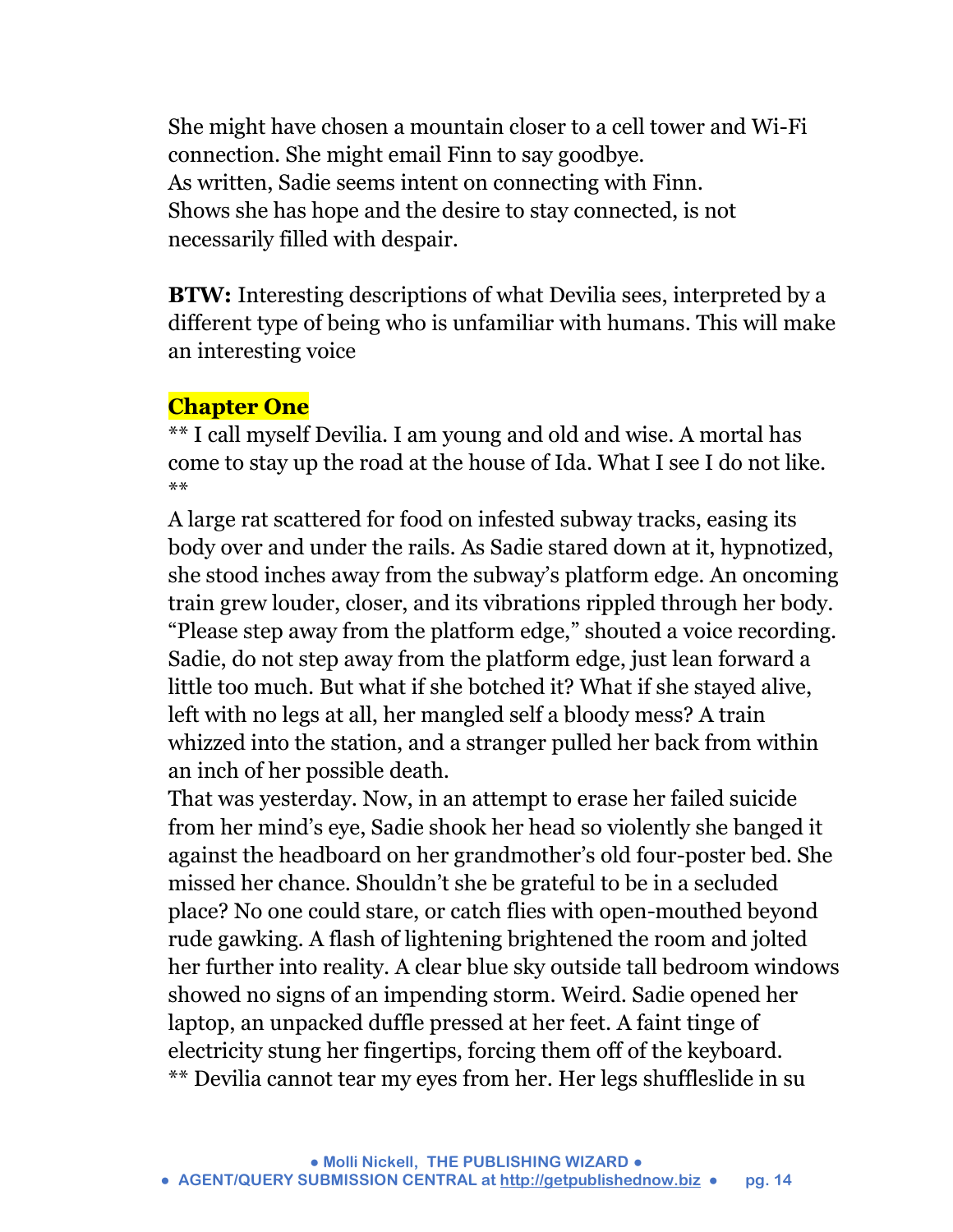She might have chosen a mountain closer to a cell tower and Wi-Fi connection. She might email Finn to say goodbye.
As written, Sadie seems intent on connecting with Finn.
Shows she has hope and the desire to stay connected, is not necessarily filled with despair.

**BTW:** Interesting descriptions of what Devilia sees, interpreted by a different type of being who is unfamiliar with humans. This will make an interesting voice

**Chapter One**

** I call myself Devilia. I am young and old and wise. A mortal has come to stay up the road at the house of Ida. What I see I do not like. **

A large rat scattered for food on infested subway tracks, easing its body over and under the rails. As Sadie stared down at it, hypnotized, she stood inches away from the subway's platform edge. An oncoming train grew louder, closer, and its vibrations rippled through her body. "Please step away from the platform edge," shouted a voice recording. Sadie, do not step away from the platform edge, just lean forward a little too much. But what if she botched it? What if she stayed alive, left with no legs at all, her mangled self a bloody mess? A train whizzed into the station, and a stranger pulled her back from within an inch of her possible death.

That was yesterday. Now, in an attempt to erase her failed suicide from her mind's eye, Sadie shook her head so violently she banged it against the headboard on her grandmother's old four-poster bed. She missed her chance. Shouldn't she be grateful to be in a secluded place? No one could stare, or catch flies with open-mouthed beyond rude gawking. A flash of lightening brightened the room and jolted her further into reality. A clear blue sky outside tall bedroom windows showed no signs of an impending storm. Weird. Sadie opened her laptop, an unpacked duffle pressed at her feet. A faint tinge of electricity stung her fingertips, forcing them off of the keyboard.

** Devilia cannot tear my eyes from her. Her legs shuffleslide in su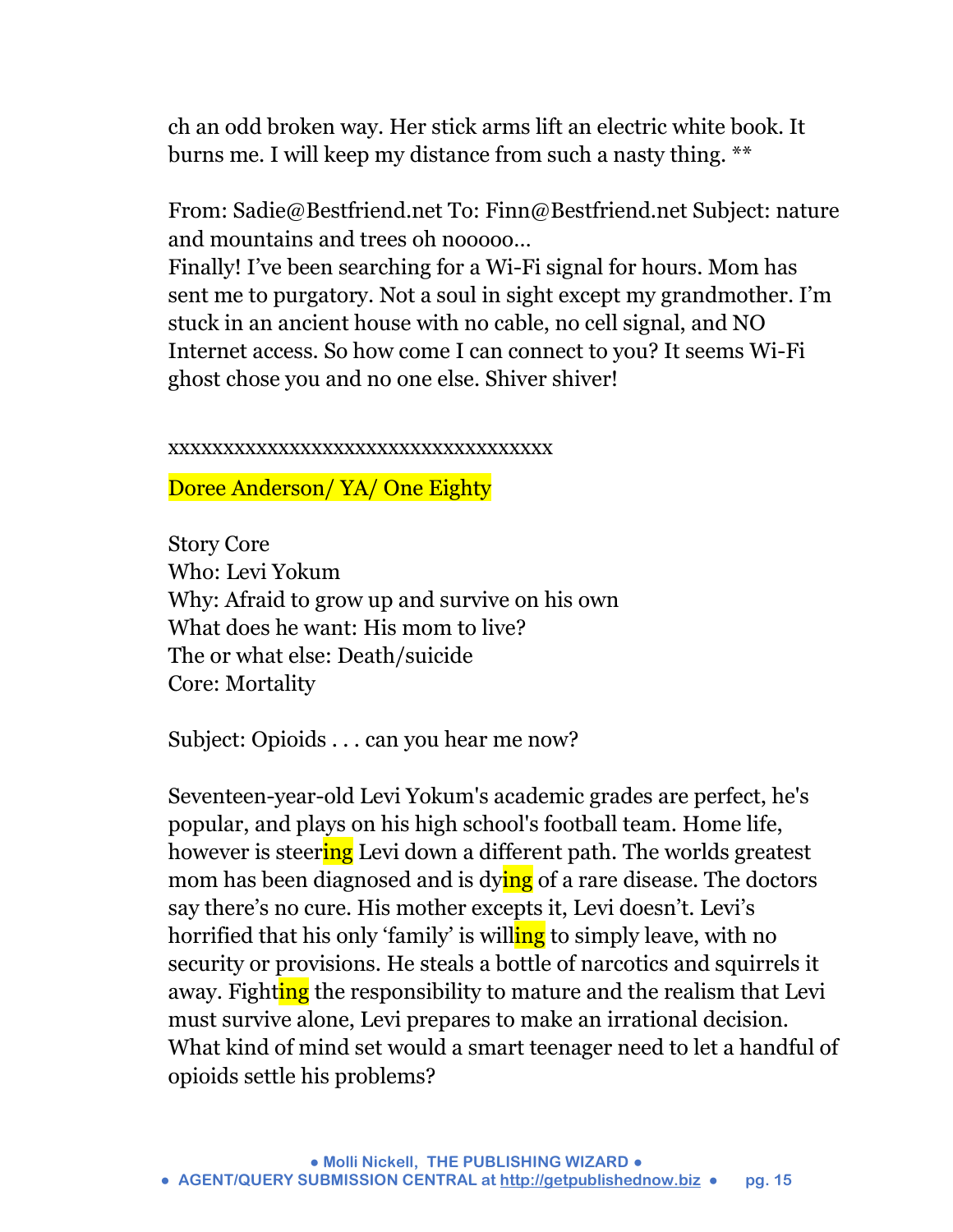ch an odd broken way. Her stick arms lift an electric white book. It burns me. I will keep my distance from such a nasty thing. **

From: Sadie@Bestfriend.net To: Finn@Bestfriend.net Subject: nature and mountains and trees oh nooooo…
Finally! I've been searching for a Wi-Fi signal for hours. Mom has sent me to purgatory. Not a soul in sight except my grandmother. I'm stuck in an ancient house with no cable, no cell signal, and NO Internet access. So how come I can connect to you? It seems Wi-Fi ghost chose you and no one else. Shiver shiver!

xxxxxxxxxxxxxxxxxxxxxxxxxxxxxxxxxxxxxx

Doree Anderson/ YA/ One Eighty

Story Core
Who: Levi Yokum
Why: Afraid to grow up and survive on his own
What does he want: His mom to live?
The or what else: Death/suicide
Core: Mortality

Subject: Opioids . . . can you hear me now?

Seventeen-year-old Levi Yokum's academic grades are perfect, he's popular, and plays on his high school's football team. Home life, however is steering Levi down a different path. The worlds greatest mom has been diagnosed and is dying of a rare disease. The doctors say there's no cure. His mother excepts it, Levi doesn't. Levi's horrified that his only 'family' is willing to simply leave, with no security or provisions. He steals a bottle of narcotics and squirrels it away. Fighting the responsibility to mature and the realism that Levi must survive alone, Levi prepares to make an irrational decision. What kind of mind set would a smart teenager need to let a handful of opioids settle his problems?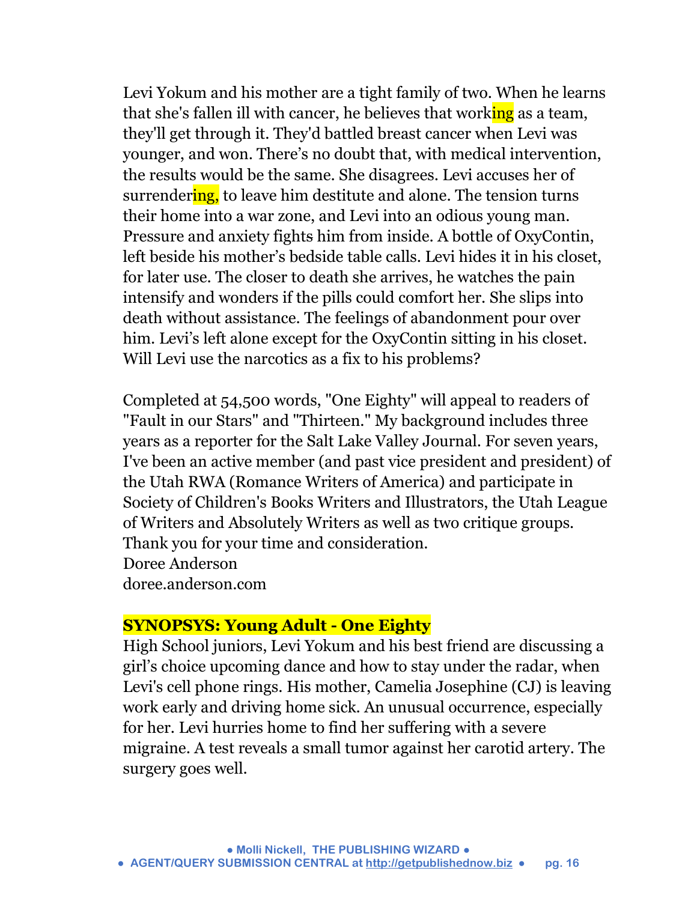Levi Yokum and his mother are a tight family of two. When he learns that she's fallen ill with cancer, he believes that working as a team, they'll get through it. They'd battled breast cancer when Levi was younger, and won. There's no doubt that, with medical intervention, the results would be the same. She disagrees. Levi accuses her of surrendering, to leave him destitute and alone. The tension turns their home into a war zone, and Levi into an odious young man. Pressure and anxiety fights him from inside. A bottle of OxyContin, left beside his mother's bedside table calls. Levi hides it in his closet, for later use. The closer to death she arrives, he watches the pain intensify and wonders if the pills could comfort her. She slips into death without assistance. The feelings of abandonment pour over him. Levi's left alone except for the OxyContin sitting in his closet. Will Levi use the narcotics as a fix to his problems?

Completed at 54,500 words, "One Eighty" will appeal to readers of "Fault in our Stars" and "Thirteen." My background includes three years as a reporter for the Salt Lake Valley Journal. For seven years, I've been an active member (and past vice president and president) of the Utah RWA (Romance Writers of America) and participate in Society of Children's Books Writers and Illustrators, the Utah League of Writers and Absolutely Writers as well as two critique groups. Thank you for your time and consideration.
Doree Anderson
doree.anderson.com

**SYNOPSYS: Young Adult - One Eighty**

High School juniors, Levi Yokum and his best friend are discussing a girl's choice upcoming dance and how to stay under the radar, when Levi's cell phone rings. His mother, Camelia Josephine (CJ) is leaving work early and driving home sick. An unusual occurrence, especially for her. Levi hurries home to find her suffering with a severe migraine. A test reveals a small tumor against her carotid artery. The surgery goes well.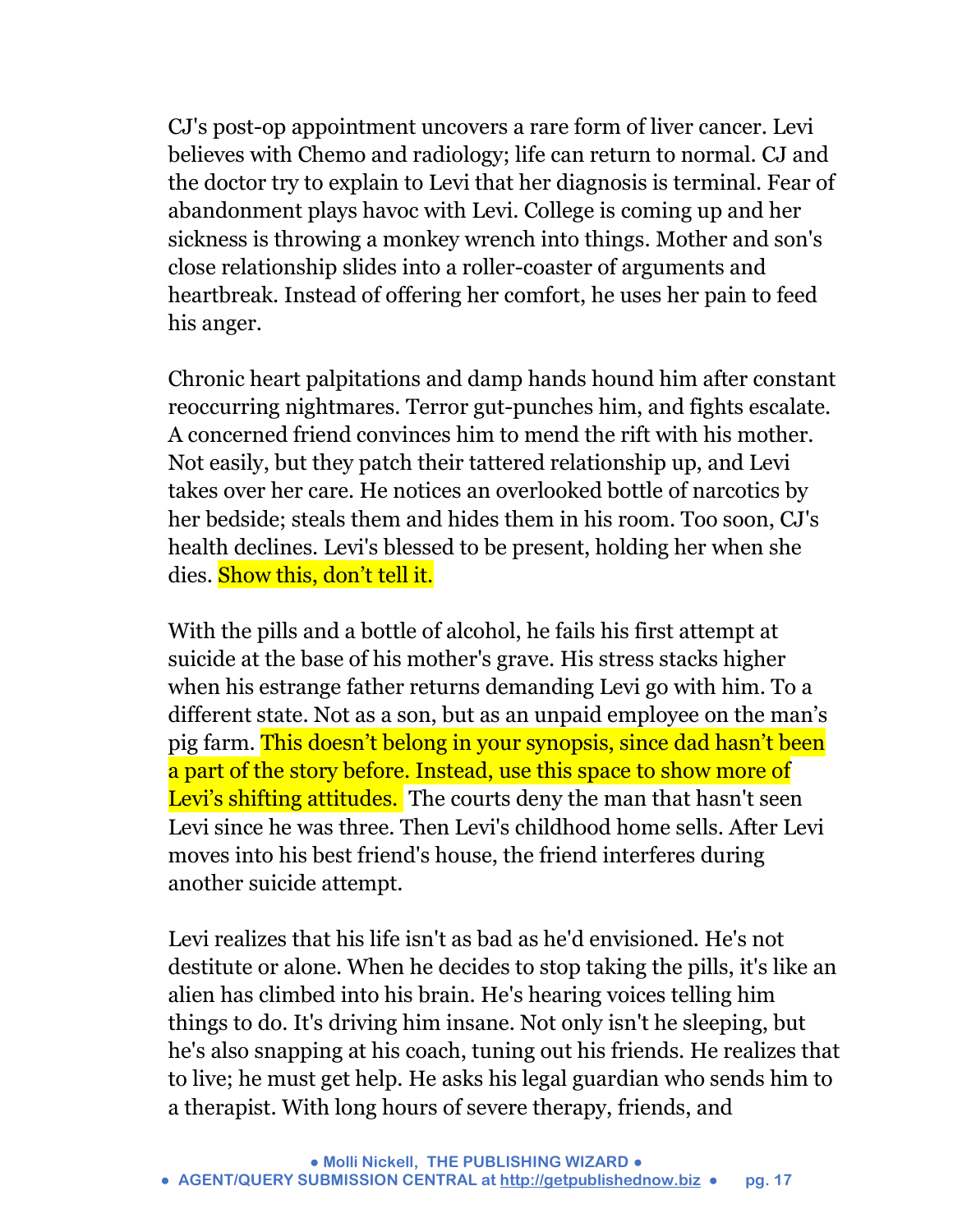CJ's post-op appointment uncovers a rare form of liver cancer. Levi believes with Chemo and radiology; life can return to normal. CJ and the doctor try to explain to Levi that her diagnosis is terminal. Fear of abandonment plays havoc with Levi. College is coming up and her sickness is throwing a monkey wrench into things. Mother and son's close relationship slides into a roller-coaster of arguments and heartbreak. Instead of offering her comfort, he uses her pain to feed his anger.

Chronic heart palpitations and damp hands hound him after constant reoccurring nightmares. Terror gut-punches him, and fights escalate. A concerned friend convinces him to mend the rift with his mother. Not easily, but they patch their tattered relationship up, and Levi takes over her care. He notices an overlooked bottle of narcotics by her bedside; steals them and hides them in his room. Too soon, CJ's health declines. Levi's blessed to be present, holding her when she dies. Show this, don't tell it.

With the pills and a bottle of alcohol, he fails his first attempt at suicide at the base of his mother's grave. His stress stacks higher when his estrange father returns demanding Levi go with him. To a different state. Not as a son, but as an unpaid employee on the man's pig farm. This doesn't belong in your synopsis, since dad hasn't been a part of the story before. Instead, use this space to show more of Levi's shifting attitudes. The courts deny the man that hasn't seen Levi since he was three. Then Levi's childhood home sells. After Levi moves into his best friend's house, the friend interferes during another suicide attempt.

Levi realizes that his life isn't as bad as he'd envisioned. He's not destitute or alone. When he decides to stop taking the pills, it's like an alien has climbed into his brain. He's hearing voices telling him things to do. It's driving him insane. Not only isn't he sleeping, but he's also snapping at his coach, tuning out his friends. He realizes that to live; he must get help. He asks his legal guardian who sends him to a therapist. With long hours of severe therapy, friends, and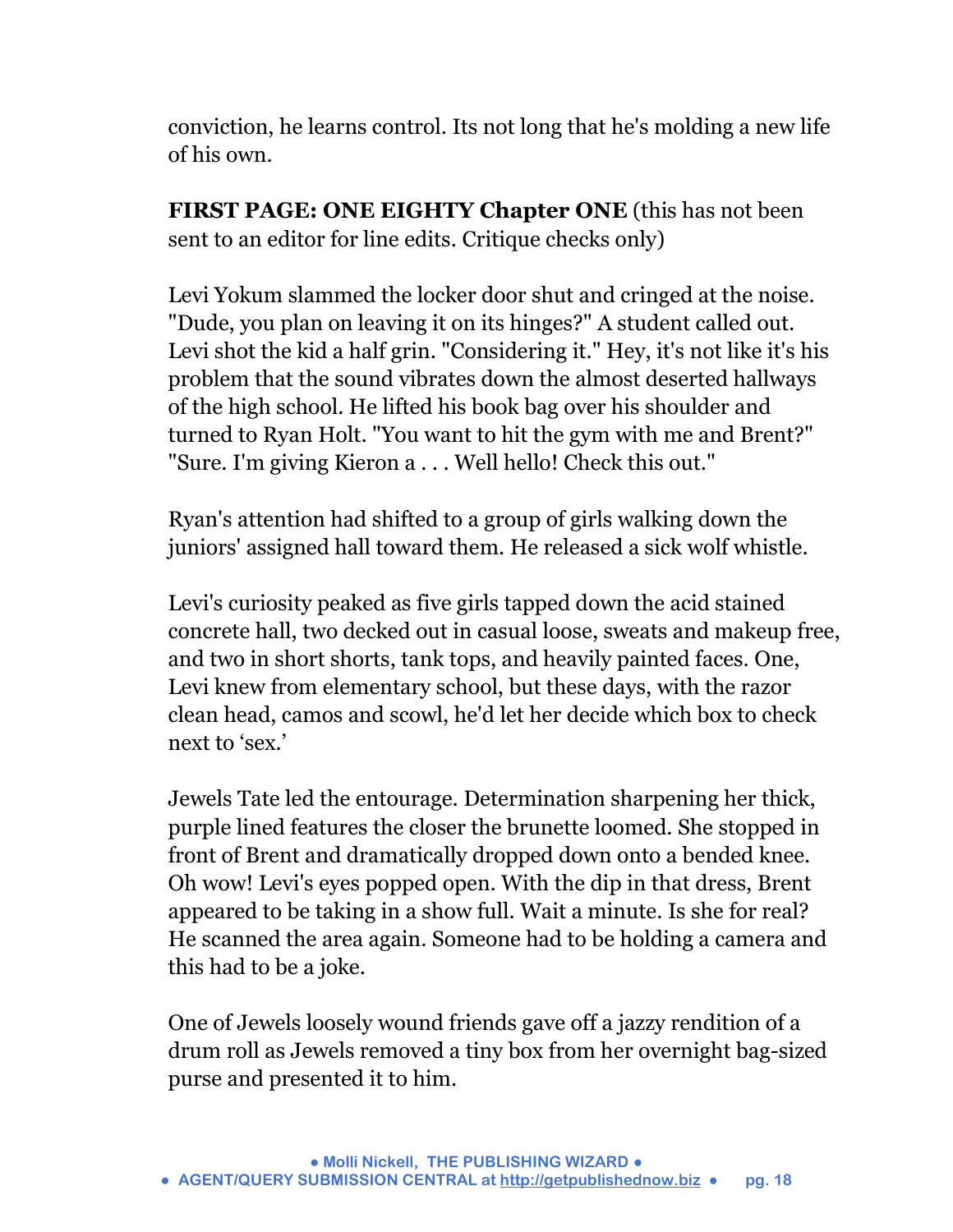conviction, he learns control. Its not long that he's molding a new life of his own.

**FIRST PAGE: ONE EIGHTY Chapter ONE** (this has not been sent to an editor for line edits. Critique checks only)

Levi Yokum slammed the locker door shut and cringed at the noise. "Dude, you plan on leaving it on its hinges?" A student called out. Levi shot the kid a half grin. "Considering it." Hey, it's not like it's his problem that the sound vibrates down the almost deserted hallways of the high school. He lifted his book bag over his shoulder and turned to Ryan Holt. "You want to hit the gym with me and Brent?" "Sure. I'm giving Kieron a . . . Well hello! Check this out."

Ryan's attention had shifted to a group of girls walking down the juniors' assigned hall toward them. He released a sick wolf whistle.

Levi's curiosity peaked as five girls tapped down the acid stained concrete hall, two decked out in casual loose, sweats and makeup free, and two in short shorts, tank tops, and heavily painted faces. One, Levi knew from elementary school, but these days, with the razor clean head, camos and scowl, he'd let her decide which box to check next to 'sex.'

Jewels Tate led the entourage. Determination sharpening her thick, purple lined features the closer the brunette loomed. She stopped in front of Brent and dramatically dropped down onto a bended knee. Oh wow! Levi's eyes popped open. With the dip in that dress, Brent appeared to be taking in a show full. Wait a minute. Is she for real? He scanned the area again. Someone had to be holding a camera and this had to be a joke.

One of Jewels loosely wound friends gave off a jazzy rendition of a drum roll as Jewels removed a tiny box from her overnight bag-sized purse and presented it to him.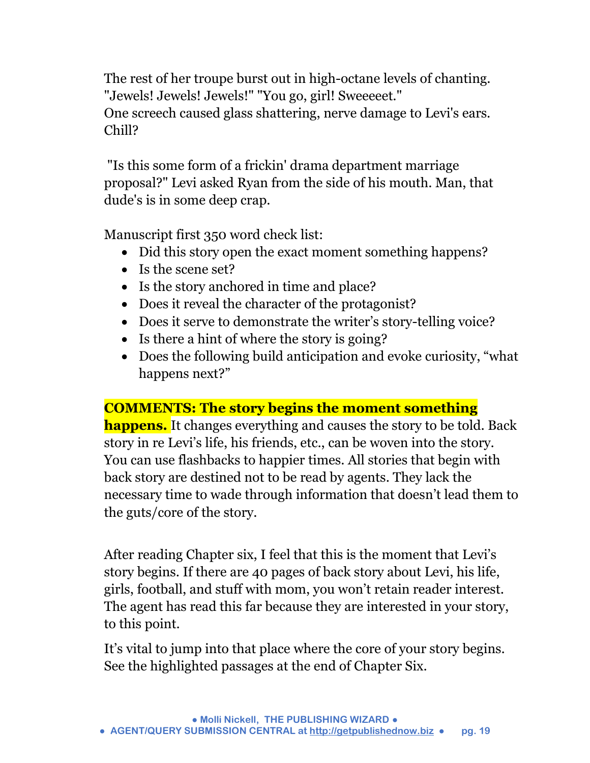The rest of her troupe burst out in high-octane levels of chanting. "Jewels! Jewels! Jewels!" "You go, girl! Sweeeeet."
One screech caused glass shattering, nerve damage to Levi's ears. Chill?

"Is this some form of a frickin' drama department marriage proposal?" Levi asked Ryan from the side of his mouth. Man, that dude's is in some deep crap.

Manuscript first 350 word check list:

- Did this story open the exact moment something happens?
- Is the scene set?
- Is the story anchored in time and place?
- Does it reveal the character of the protagonist?
- Does it serve to demonstrate the writer's story-telling voice?
- Is there a hint of where the story is going?
- Does the following build anticipation and evoke curiosity, "what happens next?"

**COMMENTS: The story begins the moment something happens.** It changes everything and causes the story to be told. Back story in re Levi's life, his friends, etc., can be woven into the story. You can use flashbacks to happier times. All stories that begin with back story are destined not to be read by agents. They lack the necessary time to wade through information that doesn't lead them to the guts/core of the story.

After reading Chapter six, I feel that this is the moment that Levi's story begins. If there are 40 pages of back story about Levi, his life, girls, football, and stuff with mom, you won't retain reader interest. The agent has read this far because they are interested in your story, to this point.

It's vital to jump into that place where the core of your story begins. See the highlighted passages at the end of Chapter Six.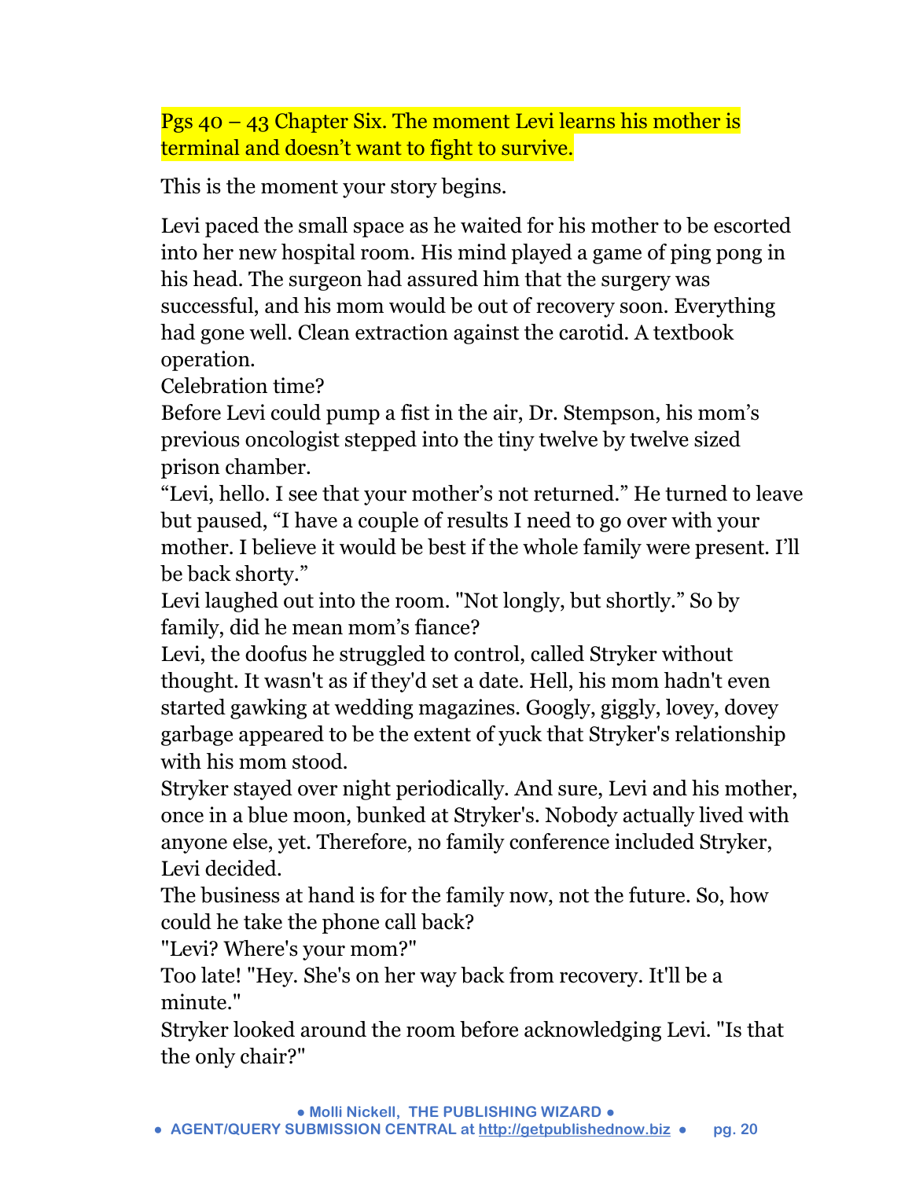Pgs 40 – 43 Chapter Six. The moment Levi learns his mother is terminal and doesn't want to fight to survive.

This is the moment your story begins.

Levi paced the small space as he waited for his mother to be escorted into her new hospital room. His mind played a game of ping pong in his head. The surgeon had assured him that the surgery was successful, and his mom would be out of recovery soon. Everything had gone well. Clean extraction against the carotid. A textbook operation.

Celebration time?

Before Levi could pump a fist in the air, Dr. Stempson, his mom's previous oncologist stepped into the tiny twelve by twelve sized prison chamber.

"Levi, hello. I see that your mother's not returned." He turned to leave but paused, "I have a couple of results I need to go over with your mother. I believe it would be best if the whole family were present. I'll be back shorty."

Levi laughed out into the room. "Not longly, but shortly." So by family, did he mean mom's fiance?

Levi, the doofus he struggled to control, called Stryker without thought. It wasn't as if they'd set a date. Hell, his mom hadn't even started gawking at wedding magazines. Googly, giggly, lovey, dovey garbage appeared to be the extent of yuck that Stryker's relationship with his mom stood.

Stryker stayed over night periodically. And sure, Levi and his mother, once in a blue moon, bunked at Stryker's. Nobody actually lived with anyone else, yet. Therefore, no family conference included Stryker, Levi decided.

The business at hand is for the family now, not the future. So, how could he take the phone call back?

"Levi? Where's your mom?"

Too late! "Hey. She's on her way back from recovery. It'll be a minute."

Stryker looked around the room before acknowledging Levi. "Is that the only chair?"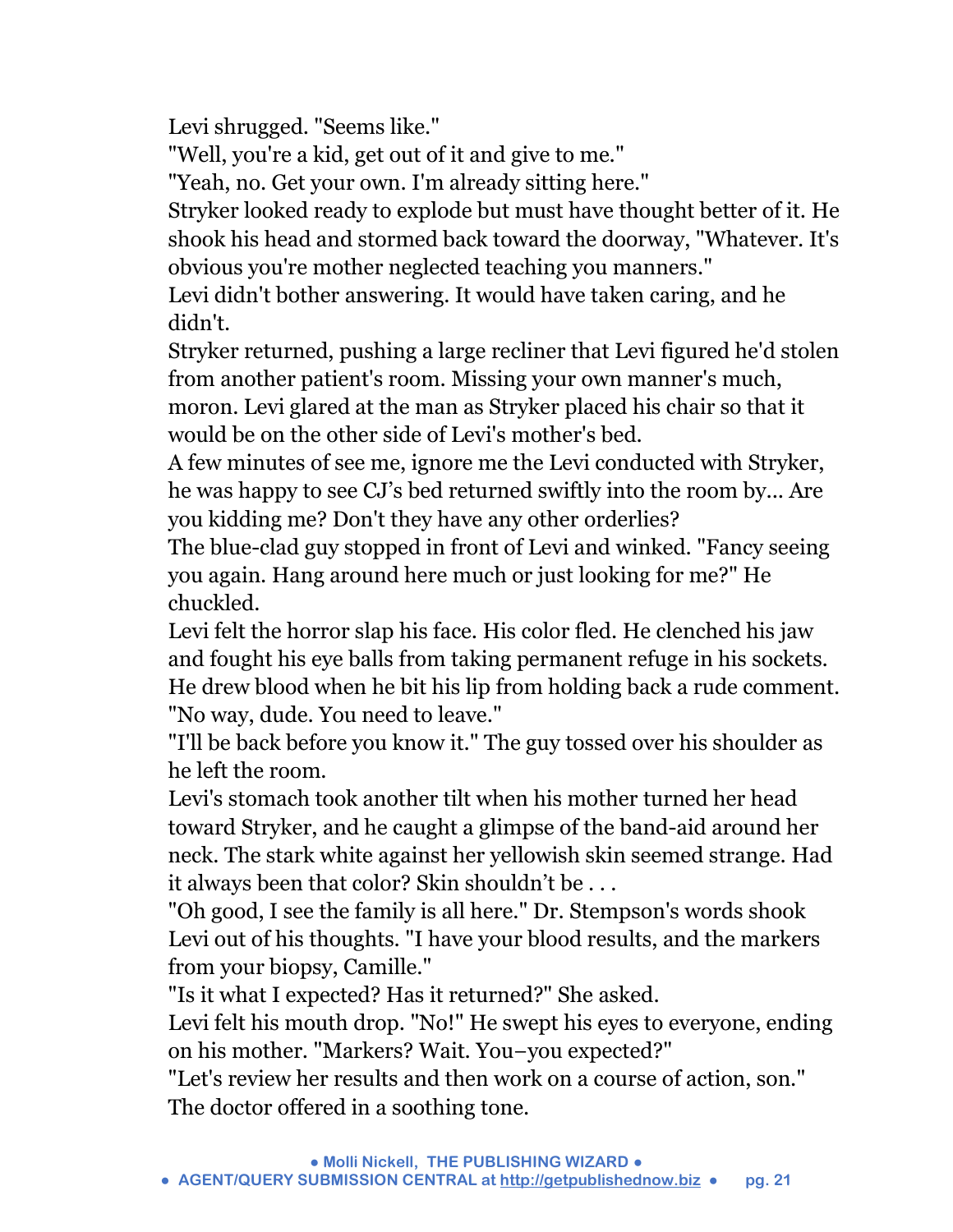Levi shrugged. "Seems like."

"Well, you're a kid, get out of it and give to me."

"Yeah, no. Get your own. I'm already sitting here."

Stryker looked ready to explode but must have thought better of it. He shook his head and stormed back toward the doorway, "Whatever. It's obvious you're mother neglected teaching you manners."

Levi didn't bother answering. It would have taken caring, and he didn't.

Stryker returned, pushing a large recliner that Levi figured he'd stolen from another patient's room. Missing your own manner's much, moron. Levi glared at the man as Stryker placed his chair so that it would be on the other side of Levi's mother's bed.

A few minutes of see me, ignore me the Levi conducted with Stryker, he was happy to see CJ's bed returned swiftly into the room by... Are you kidding me? Don't they have any other orderlies?

The blue-clad guy stopped in front of Levi and winked. "Fancy seeing you again. Hang around here much or just looking for me?" He chuckled.

Levi felt the horror slap his face. His color fled. He clenched his jaw and fought his eye balls from taking permanent refuge in his sockets. He drew blood when he bit his lip from holding back a rude comment. "No way, dude. You need to leave."

"I'll be back before you know it." The guy tossed over his shoulder as he left the room.

Levi's stomach took another tilt when his mother turned her head toward Stryker, and he caught a glimpse of the band-aid around her neck. The stark white against her yellowish skin seemed strange. Had it always been that color? Skin shouldn't be . . .

"Oh good, I see the family is all here." Dr. Stempson's words shook Levi out of his thoughts. "I have your blood results, and the markers from your biopsy, Camille."

"Is it what I expected? Has it returned?" She asked.

Levi felt his mouth drop. "No!" He swept his eyes to everyone, ending on his mother. "Markers? Wait. You–you expected?"

"Let's review her results and then work on a course of action, son." The doctor offered in a soothing tone.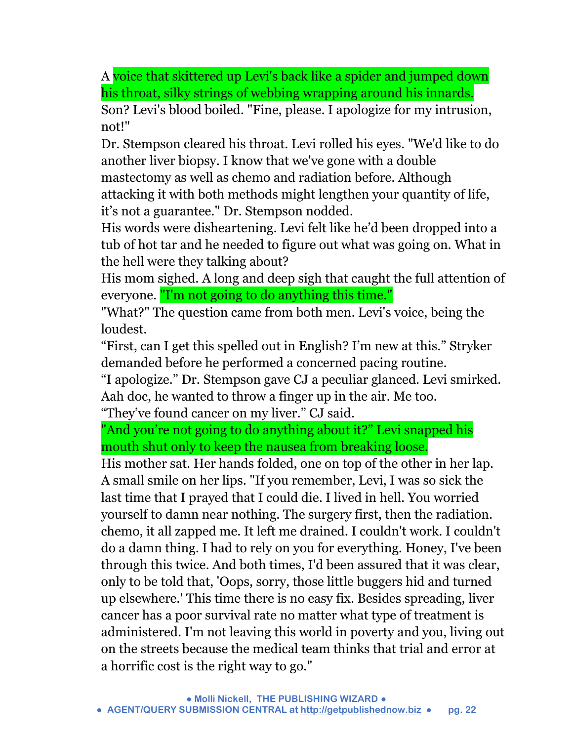A voice that skittered up Levi's back like a spider and jumped down his throat, silky strings of webbing wrapping around his innards. Son? Levi's blood boiled. "Fine, please. I apologize for my intrusion, not!"

Dr. Stempson cleared his throat. Levi rolled his eyes. "We'd like to do another liver biopsy. I know that we've gone with a double mastectomy as well as chemo and radiation before. Although attacking it with both methods might lengthen your quantity of life, it's not a guarantee." Dr. Stempson nodded.

His words were disheartening. Levi felt like he'd been dropped into a tub of hot tar and he needed to figure out what was going on. What in the hell were they talking about?

His mom sighed. A long and deep sigh that caught the full attention of everyone. "I'm not going to do anything this time."

"What?" The question came from both men. Levi's voice, being the loudest.

"First, can I get this spelled out in English? I'm new at this." Stryker demanded before he performed a concerned pacing routine.

"I apologize." Dr. Stempson gave CJ a peculiar glanced. Levi smirked. Aah doc, he wanted to throw a finger up in the air. Me too.

"They've found cancer on my liver." CJ said.

"And you're not going to do anything about it?" Levi snapped his mouth shut only to keep the nausea from breaking loose.

His mother sat. Her hands folded, one on top of the other in her lap. A small smile on her lips. "If you remember, Levi, I was so sick the last time that I prayed that I could die. I lived in hell. You worried yourself to damn near nothing. The surgery first, then the radiation. chemo, it all zapped me. It left me drained. I couldn't work. I couldn't do a damn thing. I had to rely on you for everything. Honey, I've been through this twice. And both times, I'd been assured that it was clear, only to be told that, 'Oops, sorry, those little buggers hid and turned up elsewhere.' This time there is no easy fix. Besides spreading, liver cancer has a poor survival rate no matter what type of treatment is administered. I'm not leaving this world in poverty and you, living out on the streets because the medical team thinks that trial and error at a horrific cost is the right way to go."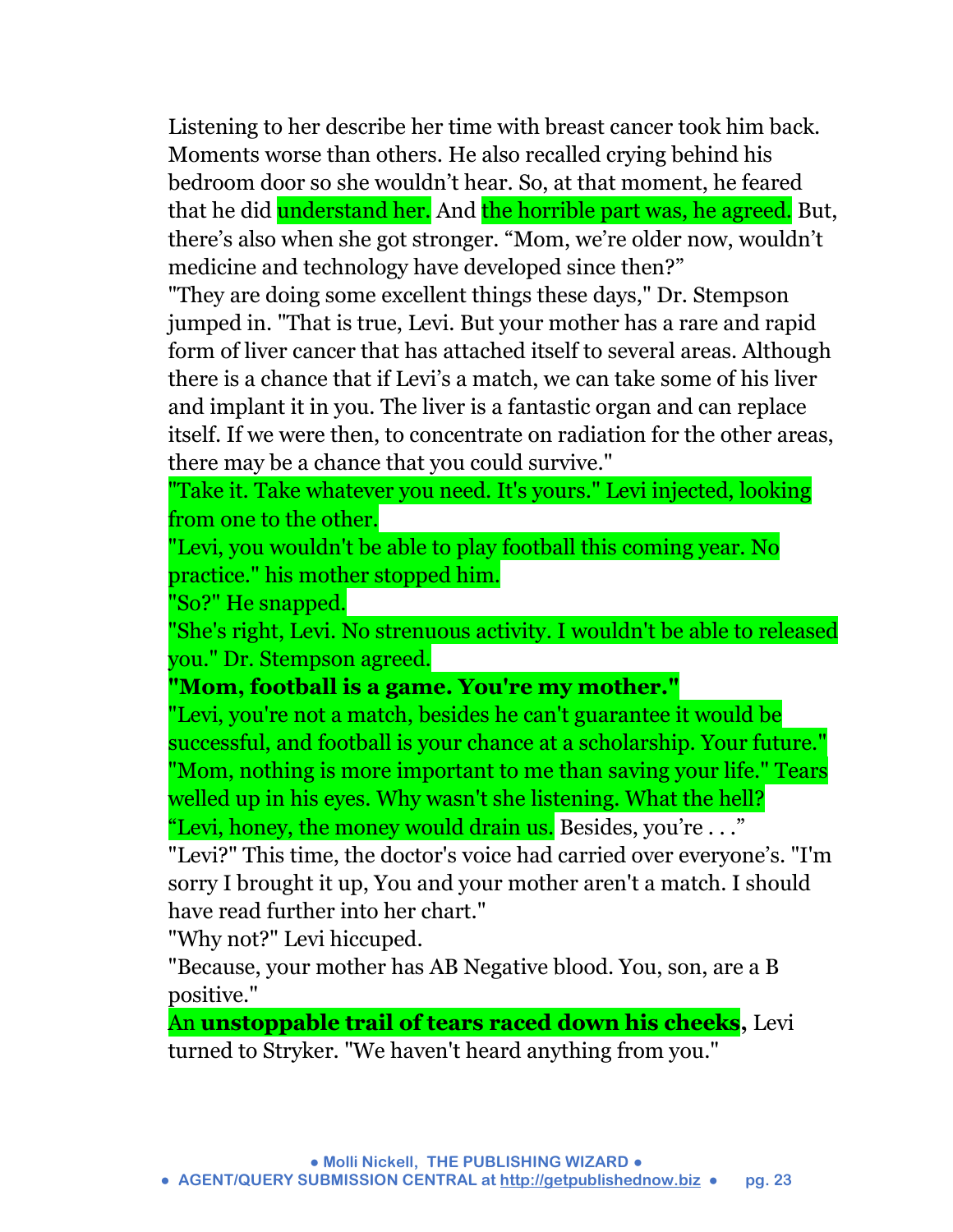Listening to her describe her time with breast cancer took him back. Moments worse than others. He also recalled crying behind his bedroom door so she wouldn't hear. So, at that moment, he feared that he did understand her. And the horrible part was, he agreed. But, there's also when she got stronger. "Mom, we're older now, wouldn't medicine and technology have developed since then?"

"They are doing some excellent things these days," Dr. Stempson jumped in. "That is true, Levi. But your mother has a rare and rapid form of liver cancer that has attached itself to several areas. Although there is a chance that if Levi's a match, we can take some of his liver and implant it in you. The liver is a fantastic organ and can replace itself. If we were then, to concentrate on radiation for the other areas, there may be a chance that you could survive."

"Take it. Take whatever you need. It's yours." Levi injected, looking from one to the other.

"Levi, you wouldn't be able to play football this coming year. No practice." his mother stopped him.

"So?" He snapped.

"She's right, Levi. No strenuous activity. I wouldn't be able to released you." Dr. Stempson agreed.

**"Mom, football is a game. You're my mother."**

"Levi, you're not a match, besides he can't guarantee it would be successful, and football is your chance at a scholarship. Your future."

"Mom, nothing is more important to me than saving your life." Tears welled up in his eyes. Why wasn't she listening. What the hell?

"Levi, honey, the money would drain us. Besides, you're . . ."

"Levi?" This time, the doctor's voice had carried over everyone's. "I'm sorry I brought it up, You and your mother aren't a match. I should have read further into her chart."

"Why not?" Levi hiccuped.

"Because, your mother has AB Negative blood. You, son, are a B positive."

An **unstoppable trail of tears raced down his cheeks,** Levi turned to Stryker. "We haven't heard anything from you."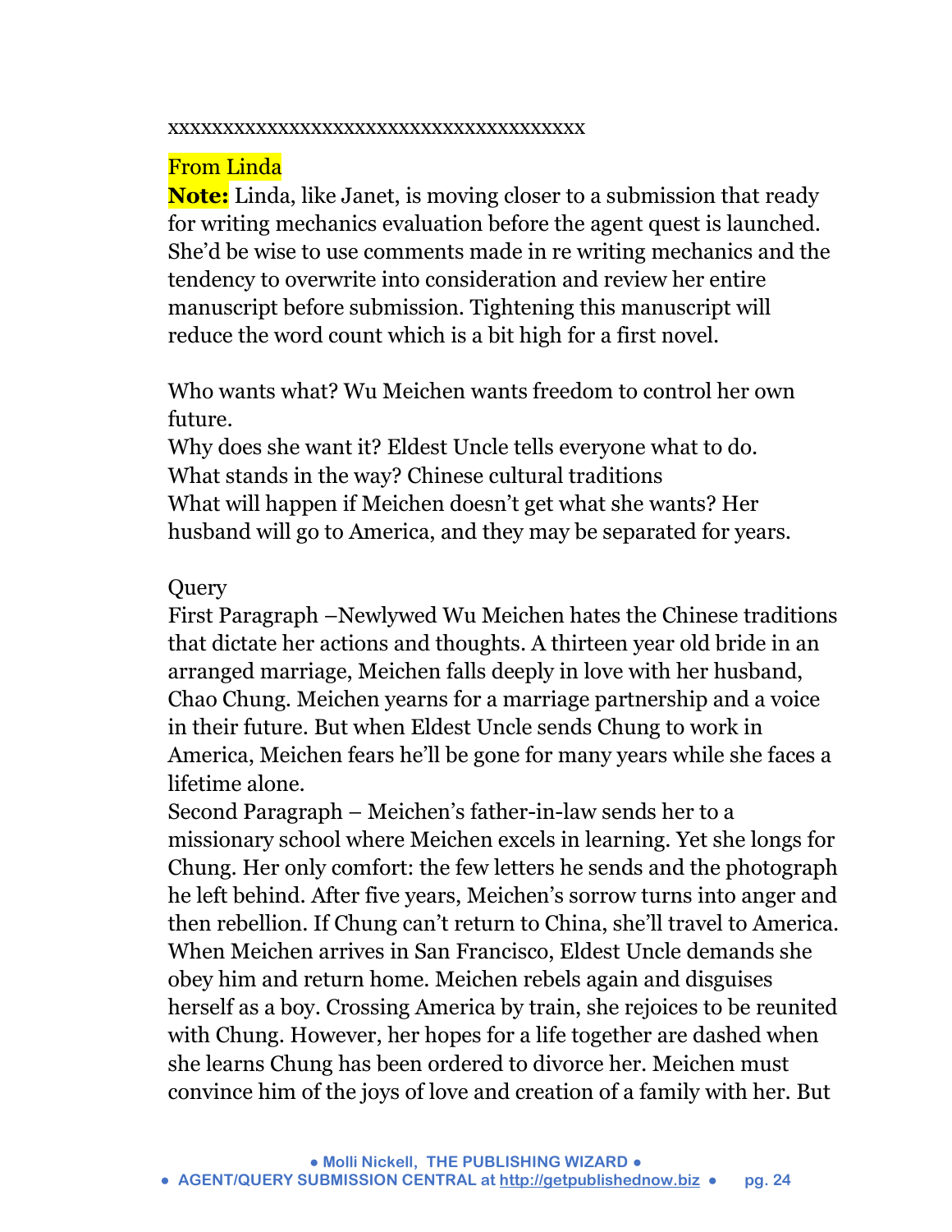xxxxxxxxxxxxxxxxxxxxxxxxxxxxxxxxxxxxxxxx

From Linda

**Note:** Linda, like Janet, is moving closer to a submission that ready for writing mechanics evaluation before the agent quest is launched. She'd be wise to use comments made in re writing mechanics and the tendency to overwrite into consideration and review her entire manuscript before submission. Tightening this manuscript will reduce the word count which is a bit high for a first novel.

Who wants what? Wu Meichen wants freedom to control her own future.
Why does she want it? Eldest Uncle tells everyone what to do.
What stands in the way? Chinese cultural traditions
What will happen if Meichen doesn't get what she wants? Her husband will go to America, and they may be separated for years.

Query

First Paragraph –Newlywed Wu Meichen hates the Chinese traditions that dictate her actions and thoughts. A thirteen year old bride in an arranged marriage, Meichen falls deeply in love with her husband, Chao Chung. Meichen yearns for a marriage partnership and a voice in their future. But when Eldest Uncle sends Chung to work in America, Meichen fears he'll be gone for many years while she faces a lifetime alone.

Second Paragraph – Meichen's father-in-law sends her to a missionary school where Meichen excels in learning. Yet she longs for Chung. Her only comfort: the few letters he sends and the photograph he left behind. After five years, Meichen's sorrow turns into anger and then rebellion. If Chung can't return to China, she'll travel to America. When Meichen arrives in San Francisco, Eldest Uncle demands she obey him and return home. Meichen rebels again and disguises herself as a boy. Crossing America by train, she rejoices to be reunited with Chung. However, her hopes for a life together are dashed when she learns Chung has been ordered to divorce her. Meichen must convince him of the joys of love and creation of a family with her. But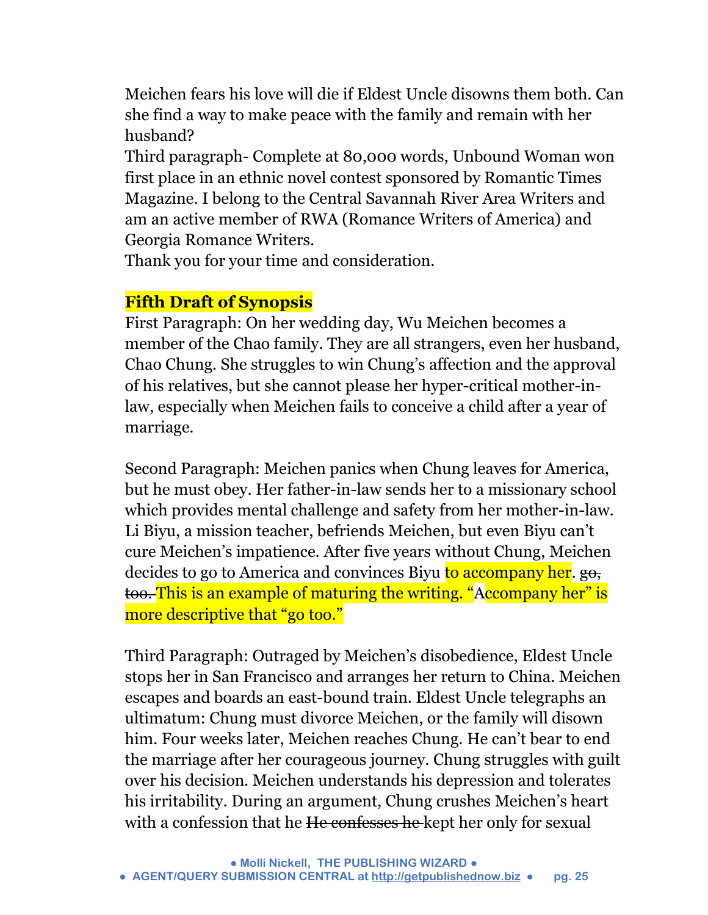Meichen fears his love will die if Eldest Uncle disowns them both. Can she find a way to make peace with the family and remain with her husband?

Third paragraph- Complete at 80,000 words, Unbound Woman won first place in an ethnic novel contest sponsored by Romantic Times Magazine. I belong to the Central Savannah River Area Writers and am an active member of RWA (Romance Writers of America) and Georgia Romance Writers.

Thank you for your time and consideration.

**Fifth Draft of Synopsis**

First Paragraph: On her wedding day, Wu Meichen becomes a member of the Chao family. They are all strangers, even her husband, Chao Chung. She struggles to win Chung's affection and the approval of his relatives, but she cannot please her hyper-critical mother-in-law, especially when Meichen fails to conceive a child after a year of marriage.

Second Paragraph: Meichen panics when Chung leaves for America, but he must obey. Her father-in-law sends her to a missionary school which provides mental challenge and safety from her mother-in-law. Li Biyu, a mission teacher, befriends Meichen, but even Biyu can't cure Meichen's impatience. After five years without Chung, Meichen decides to go to America and convinces Biyu to accompany her. ~~go, too.~~ This is an example of maturing the writing. "Accompany her" is more descriptive that "go too."

Third Paragraph: Outraged by Meichen's disobedience, Eldest Uncle stops her in San Francisco and arranges her return to China. Meichen escapes and boards an east-bound train. Eldest Uncle telegraphs an ultimatum: Chung must divorce Meichen, or the family will disown him. Four weeks later, Meichen reaches Chung. He can't bear to end the marriage after her courageous journey. Chung struggles with guilt over his decision. Meichen understands his depression and tolerates his irritability. During an argument, Chung crushes Meichen's heart with a confession that he ~~He confesses he~~ kept her only for sexual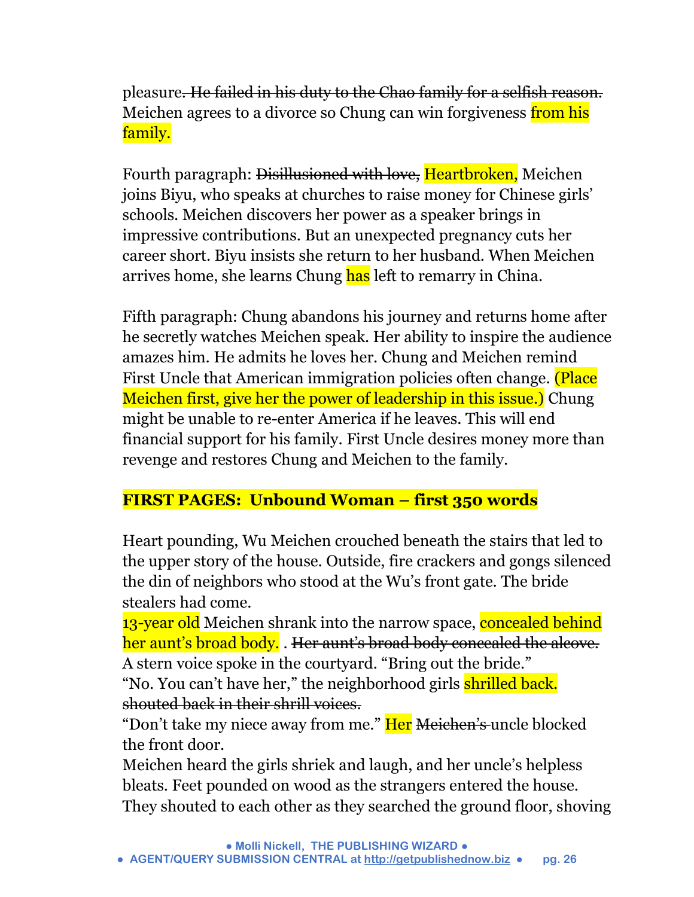pleasure~~. He failed in his duty to the Chao family for a selfish reason.~~ Meichen agrees to a divorce so Chung can win forgiveness from his family.

Fourth paragraph: ~~Disillusioned with love,~~ Heartbroken, Meichen joins Biyu, who speaks at churches to raise money for Chinese girls' schools. Meichen discovers her power as a speaker brings in impressive contributions. But an unexpected pregnancy cuts her career short. Biyu insists she return to her husband. When Meichen arrives home, she learns Chung has left to remarry in China.

Fifth paragraph: Chung abandons his journey and returns home after he secretly watches Meichen speak. Her ability to inspire the audience amazes him. He admits he loves her. Chung and Meichen remind First Uncle that American immigration policies often change. (Place Meichen first, give her the power of leadership in this issue.) Chung might be unable to re-enter America if he leaves. This will end financial support for his family. First Uncle desires money more than revenge and restores Chung and Meichen to the family.

**FIRST PAGES: Unbound Woman – first 350 words**

Heart pounding, Wu Meichen crouched beneath the stairs that led to the upper story of the house. Outside, fire crackers and gongs silenced the din of neighbors who stood at the Wu's front gate. The bride stealers had come.

13-year old Meichen shrank into the narrow space, concealed behind her aunt's broad body. . ~~Her aunt's broad body concealed the alcove.~~

A stern voice spoke in the courtyard. "Bring out the bride."

"No. You can't have her," the neighborhood girls shrilled back. ~~shouted back in their shrill voices.~~

"Don't take my niece away from me." Her ~~Meichen's~~ uncle blocked the front door.

Meichen heard the girls shriek and laugh, and her uncle's helpless bleats. Feet pounded on wood as the strangers entered the house. They shouted to each other as they searched the ground floor, shoving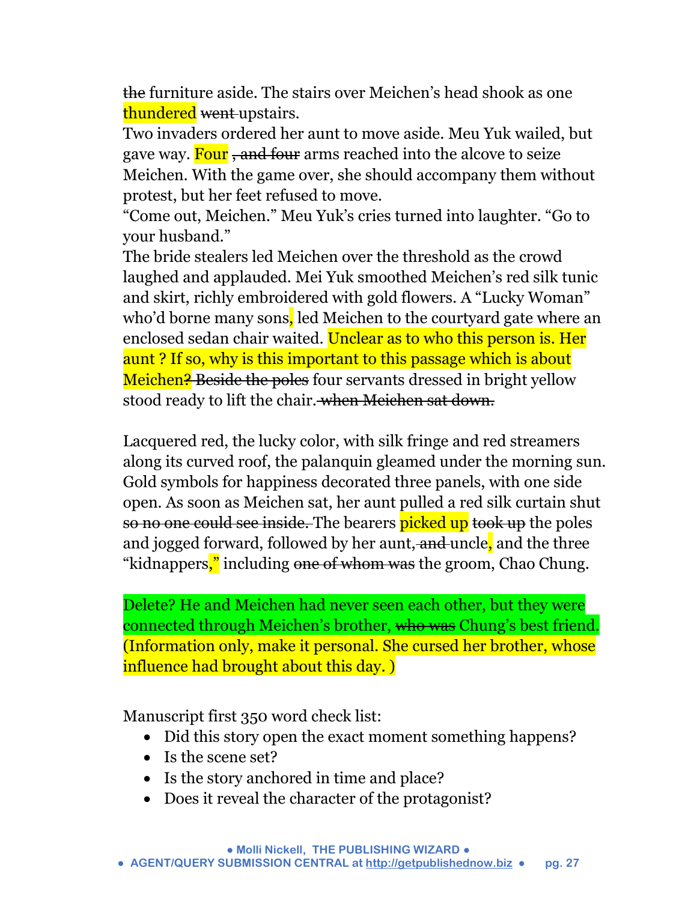~~the~~ furniture aside. The stairs over Meichen's head shook as one thundered ~~went~~ upstairs.
Two invaders ordered her aunt to move aside. Meu Yuk wailed, but gave way. Four ~~, and four~~ arms reached into the alcove to seize Meichen. With the game over, she should accompany them without protest, but her feet refused to move.
"Come out, Meichen." Meu Yuk's cries turned into laughter. "Go to your husband."
The bride stealers led Meichen over the threshold as the crowd laughed and applauded. Mei Yuk smoothed Meichen's red silk tunic and skirt, richly embroidered with gold flowers. A "Lucky Woman" who'd borne many sons, led Meichen to the courtyard gate where an enclosed sedan chair waited. Unclear as to who this person is. Her aunt ? If so, why is this important to this passage which is about Meichen? ~~Beside the poles~~ four servants dressed in bright yellow stood ready to lift the chair. ~~when Meichen sat down.~~

Lacquered red, the lucky color, with silk fringe and red streamers along its curved roof, the palanquin gleamed under the morning sun. Gold symbols for happiness decorated three panels, with one side open. As soon as Meichen sat, her aunt pulled a red silk curtain shut ~~so no one could see inside.~~ The bearers picked up ~~took up~~ the poles and jogged forward, followed by her aunt, ~~and~~ uncle, and the three "kidnappers," including ~~one of whom was~~ the groom, Chao Chung.

Delete? He and Meichen had never seen each other, but they were connected through Meichen's brother, ~~who was~~ Chung's best friend. (Information only, make it personal. She cursed her brother, whose influence had brought about this day. )

Manuscript first 350 word check list:

- Did this story open the exact moment something happens?
- Is the scene set?
- Is the story anchored in time and place?
- Does it reveal the character of the protagonist?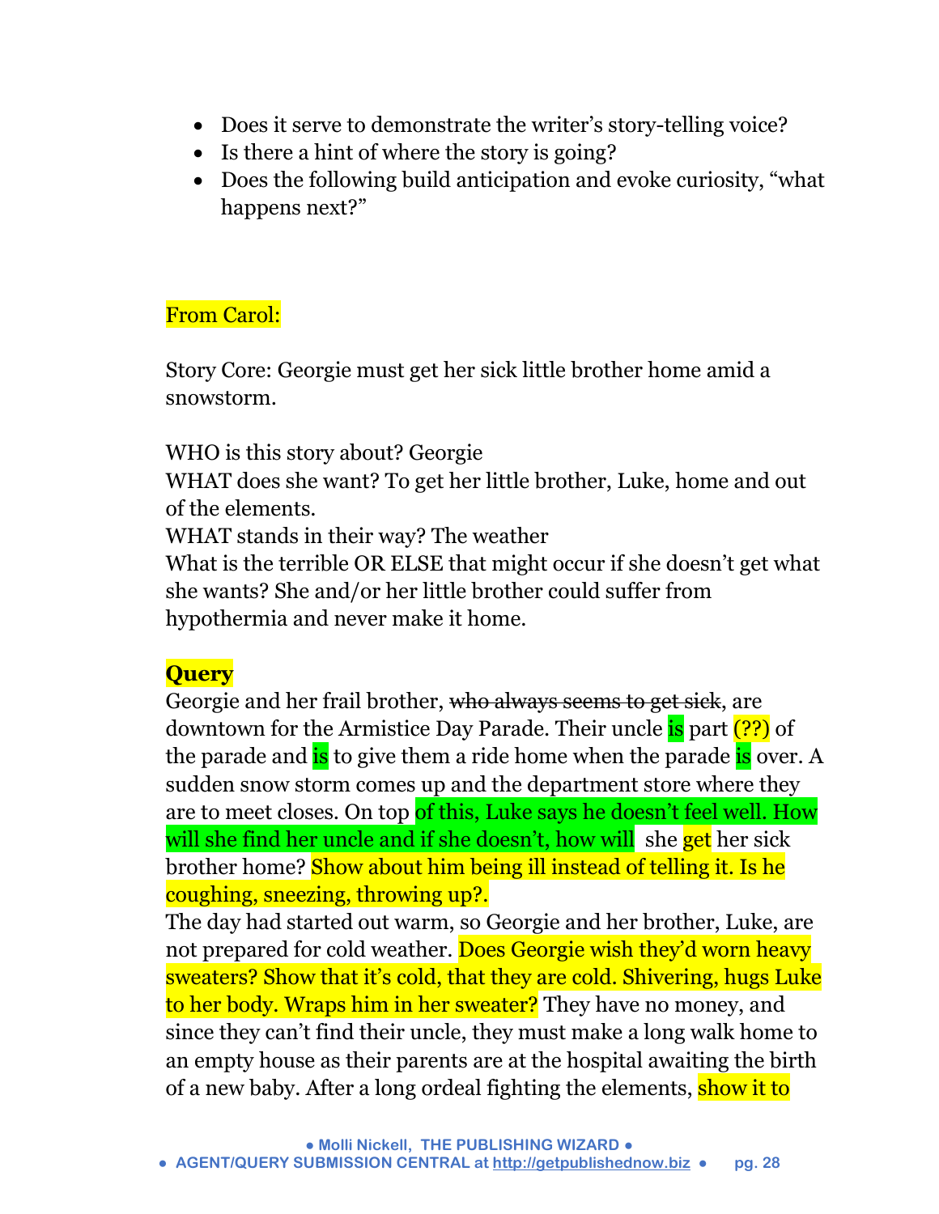- Does it serve to demonstrate the writer's story-telling voice?
- Is there a hint of where the story is going?
- Does the following build anticipation and evoke curiosity, "what happens next?"

From Carol:

Story Core: Georgie must get her sick little brother home amid a snowstorm.

WHO is this story about? Georgie
WHAT does she want? To get her little brother, Luke, home and out of the elements.
WHAT stands in their way? The weather
What is the terrible OR ELSE that might occur if she doesn't get what she wants? She and/or her little brother could suffer from hypothermia and never make it home.

**Query**

Georgie and her frail brother, ~~who always seems to get sick~~, are downtown for the Armistice Day Parade. Their uncle is part (??) of the parade and is to give them a ride home when the parade is over. A sudden snow storm comes up and the department store where they are to meet closes. On top of this, Luke says he doesn't feel well. How will she find her uncle and if she doesn't, how will she get her sick brother home? Show about him being ill instead of telling it. Is he coughing, sneezing, throwing up?.

The day had started out warm, so Georgie and her brother, Luke, are not prepared for cold weather. Does Georgie wish they'd worn heavy sweaters? Show that it's cold, that they are cold. Shivering, hugs Luke to her body. Wraps him in her sweater? They have no money, and since they can't find their uncle, they must make a long walk home to an empty house as their parents are at the hospital awaiting the birth of a new baby. After a long ordeal fighting the elements, show it to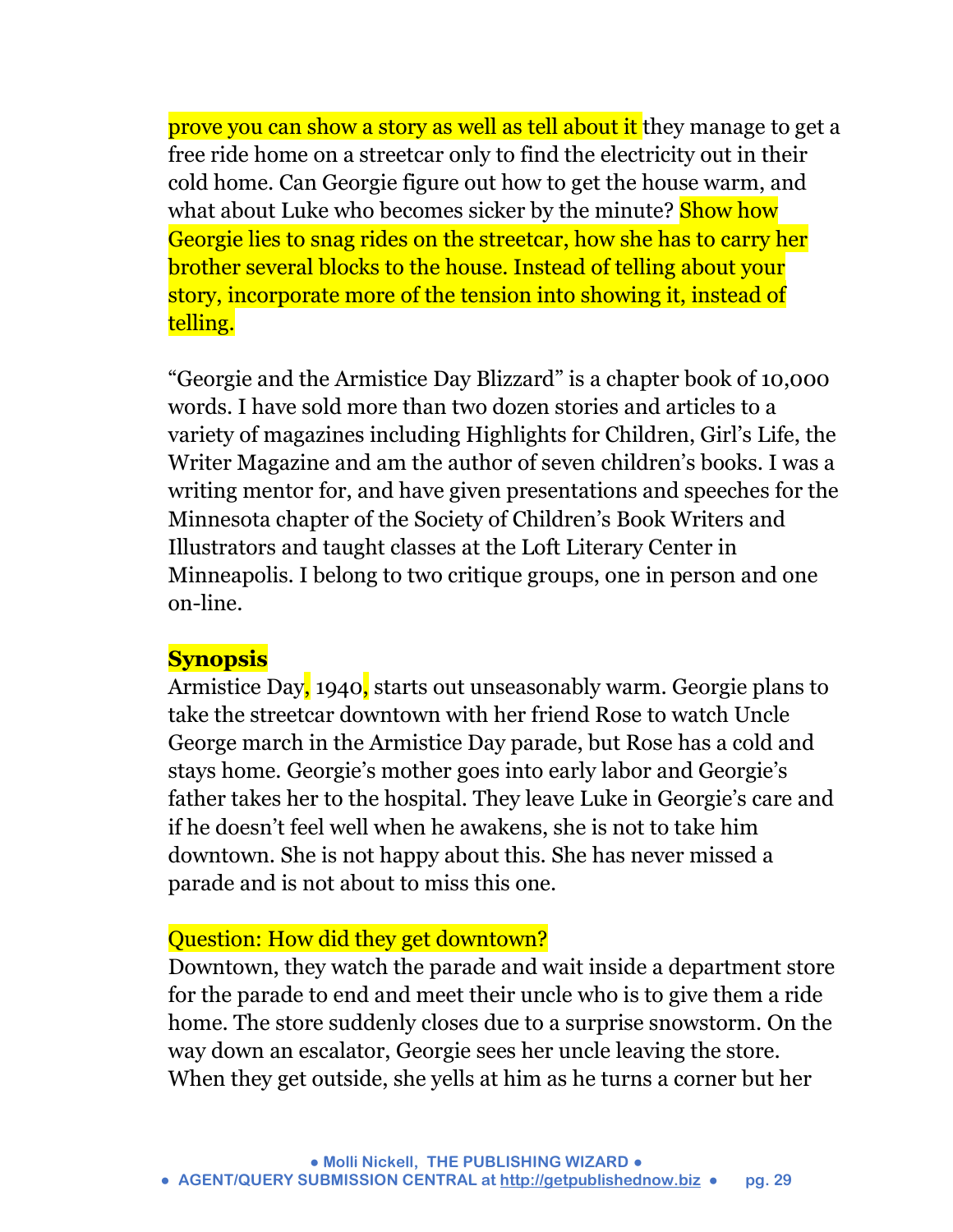prove you can show a story as well as tell about it they manage to get a free ride home on a streetcar only to find the electricity out in their cold home. Can Georgie figure out how to get the house warm, and what about Luke who becomes sicker by the minute? Show how Georgie lies to snag rides on the streetcar, how she has to carry her brother several blocks to the house. Instead of telling about your story, incorporate more of the tension into showing it, instead of telling.

"Georgie and the Armistice Day Blizzard" is a chapter book of 10,000 words. I have sold more than two dozen stories and articles to a variety of magazines including Highlights for Children, Girl's Life, the Writer Magazine and am the author of seven children's books. I was a writing mentor for, and have given presentations and speeches for the Minnesota chapter of the Society of Children's Book Writers and Illustrators and taught classes at the Loft Literary Center in Minneapolis. I belong to two critique groups, one in person and one on-line.

**Synopsis**

Armistice Day, 1940, starts out unseasonably warm. Georgie plans to take the streetcar downtown with her friend Rose to watch Uncle George march in the Armistice Day parade, but Rose has a cold and stays home. Georgie's mother goes into early labor and Georgie's father takes her to the hospital. They leave Luke in Georgie's care and if he doesn't feel well when he awakens, she is not to take him downtown. She is not happy about this. She has never missed a parade and is not about to miss this one.

Question: How did they get downtown?

Downtown, they watch the parade and wait inside a department store for the parade to end and meet their uncle who is to give them a ride home. The store suddenly closes due to a surprise snowstorm. On the way down an escalator, Georgie sees her uncle leaving the store. When they get outside, she yells at him as he turns a corner but her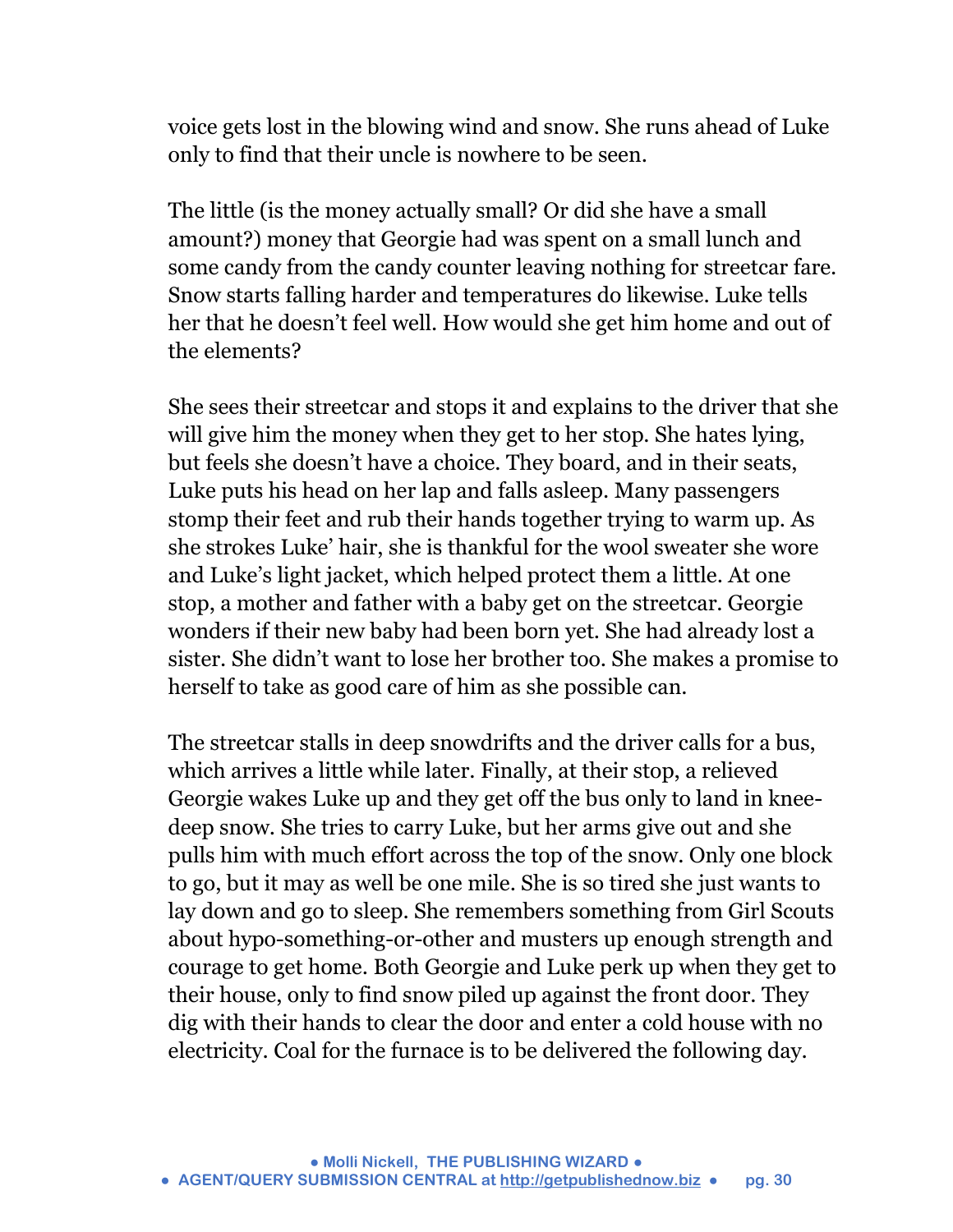voice gets lost in the blowing wind and snow. She runs ahead of Luke only to find that their uncle is nowhere to be seen.

The little (is the money actually small? Or did she have a small amount?) money that Georgie had was spent on a small lunch and some candy from the candy counter leaving nothing for streetcar fare. Snow starts falling harder and temperatures do likewise. Luke tells her that he doesn't feel well. How would she get him home and out of the elements?

She sees their streetcar and stops it and explains to the driver that she will give him the money when they get to her stop. She hates lying, but feels she doesn't have a choice. They board, and in their seats, Luke puts his head on her lap and falls asleep. Many passengers stomp their feet and rub their hands together trying to warm up. As she strokes Luke' hair, she is thankful for the wool sweater she wore and Luke's light jacket, which helped protect them a little. At one stop, a mother and father with a baby get on the streetcar. Georgie wonders if their new baby had been born yet. She had already lost a sister. She didn't want to lose her brother too. She makes a promise to herself to take as good care of him as she possible can.

The streetcar stalls in deep snowdrifts and the driver calls for a bus, which arrives a little while later. Finally, at their stop, a relieved Georgie wakes Luke up and they get off the bus only to land in knee-deep snow. She tries to carry Luke, but her arms give out and she pulls him with much effort across the top of the snow. Only one block to go, but it may as well be one mile. She is so tired she just wants to lay down and go to sleep. She remembers something from Girl Scouts about hypo-something-or-other and musters up enough strength and courage to get home. Both Georgie and Luke perk up when they get to their house, only to find snow piled up against the front door. They dig with their hands to clear the door and enter a cold house with no electricity. Coal for the furnace is to be delivered the following day.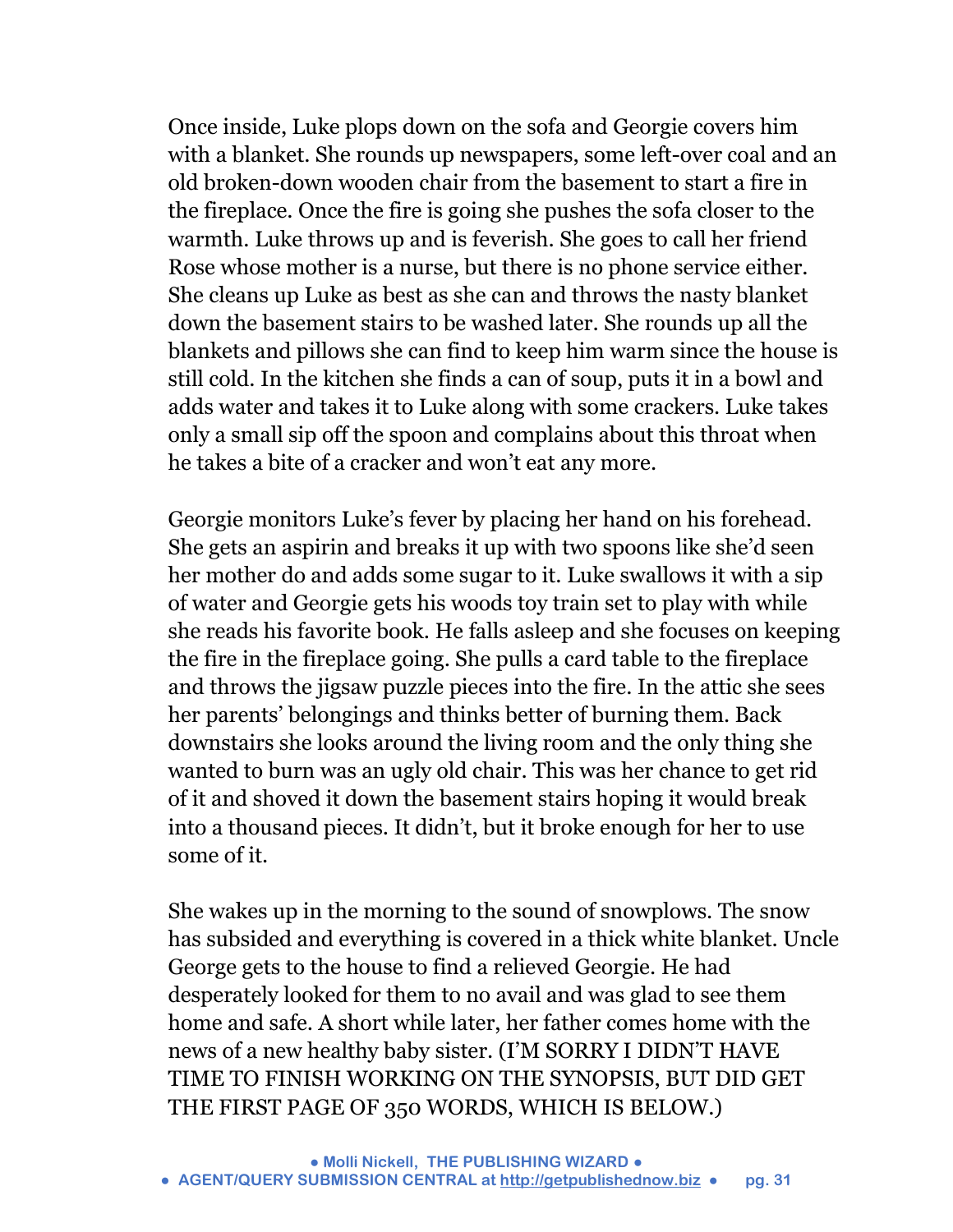Once inside, Luke plops down on the sofa and Georgie covers him with a blanket. She rounds up newspapers, some left-over coal and an old broken-down wooden chair from the basement to start a fire in the fireplace. Once the fire is going she pushes the sofa closer to the warmth. Luke throws up and is feverish. She goes to call her friend Rose whose mother is a nurse, but there is no phone service either. She cleans up Luke as best as she can and throws the nasty blanket down the basement stairs to be washed later. She rounds up all the blankets and pillows she can find to keep him warm since the house is still cold. In the kitchen she finds a can of soup, puts it in a bowl and adds water and takes it to Luke along with some crackers. Luke takes only a small sip off the spoon and complains about this throat when he takes a bite of a cracker and won't eat any more.

Georgie monitors Luke's fever by placing her hand on his forehead. She gets an aspirin and breaks it up with two spoons like she'd seen her mother do and adds some sugar to it. Luke swallows it with a sip of water and Georgie gets his woods toy train set to play with while she reads his favorite book. He falls asleep and she focuses on keeping the fire in the fireplace going. She pulls a card table to the fireplace and throws the jigsaw puzzle pieces into the fire. In the attic she sees her parents' belongings and thinks better of burning them. Back downstairs she looks around the living room and the only thing she wanted to burn was an ugly old chair. This was her chance to get rid of it and shoved it down the basement stairs hoping it would break into a thousand pieces. It didn't, but it broke enough for her to use some of it.

She wakes up in the morning to the sound of snowplows. The snow has subsided and everything is covered in a thick white blanket. Uncle George gets to the house to find a relieved Georgie. He had desperately looked for them to no avail and was glad to see them home and safe. A short while later, her father comes home with the news of a new healthy baby sister. (I'M SORRY I DIDN'T HAVE TIME TO FINISH WORKING ON THE SYNOPSIS, BUT DID GET THE FIRST PAGE OF 350 WORDS, WHICH IS BELOW.)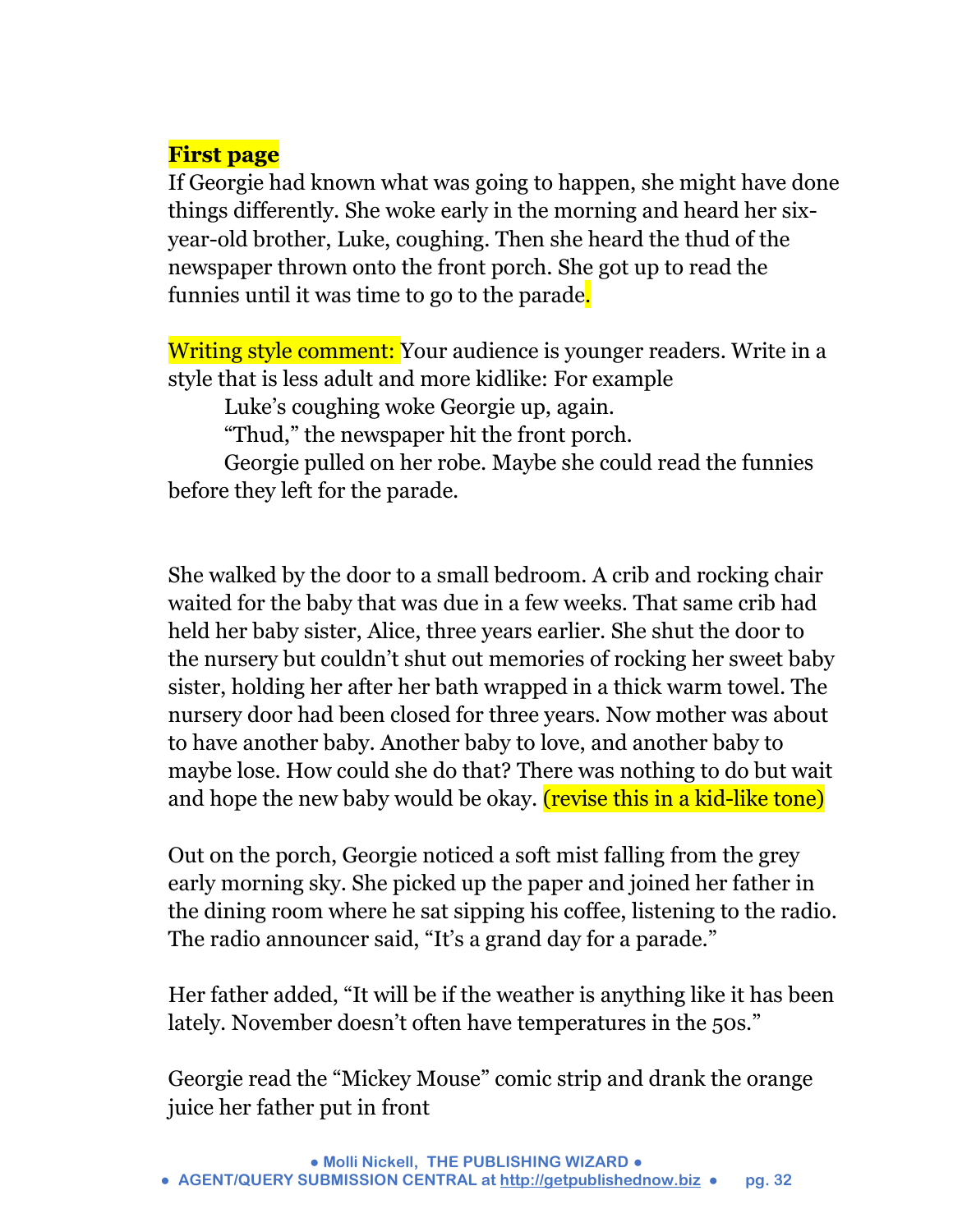**First page**

If Georgie had known what was going to happen, she might have done things differently. She woke early in the morning and heard her six-year-old brother, Luke, coughing. Then she heard the thud of the newspaper thrown onto the front porch. She got up to read the funnies until it was time to go to the parade.

Writing style comment: Your audience is younger readers. Write in a style that is less adult and more kidlike: For example

> Luke's coughing woke Georgie up, again.
>
> "Thud," the newspaper hit the front porch.
>
> Georgie pulled on her robe. Maybe she could read the funnies before they left for the parade.

She walked by the door to a small bedroom. A crib and rocking chair waited for the baby that was due in a few weeks. That same crib had held her baby sister, Alice, three years earlier. She shut the door to the nursery but couldn't shut out memories of rocking her sweet baby sister, holding her after her bath wrapped in a thick warm towel. The nursery door had been closed for three years. Now mother was about to have another baby. Another baby to love, and another baby to maybe lose. How could she do that? There was nothing to do but wait and hope the new baby would be okay. (revise this in a kid-like tone)

Out on the porch, Georgie noticed a soft mist falling from the grey early morning sky. She picked up the paper and joined her father in the dining room where he sat sipping his coffee, listening to the radio. The radio announcer said, "It's a grand day for a parade."

Her father added, "It will be if the weather is anything like it has been lately. November doesn't often have temperatures in the 50s."

Georgie read the "Mickey Mouse" comic strip and drank the orange juice her father put in front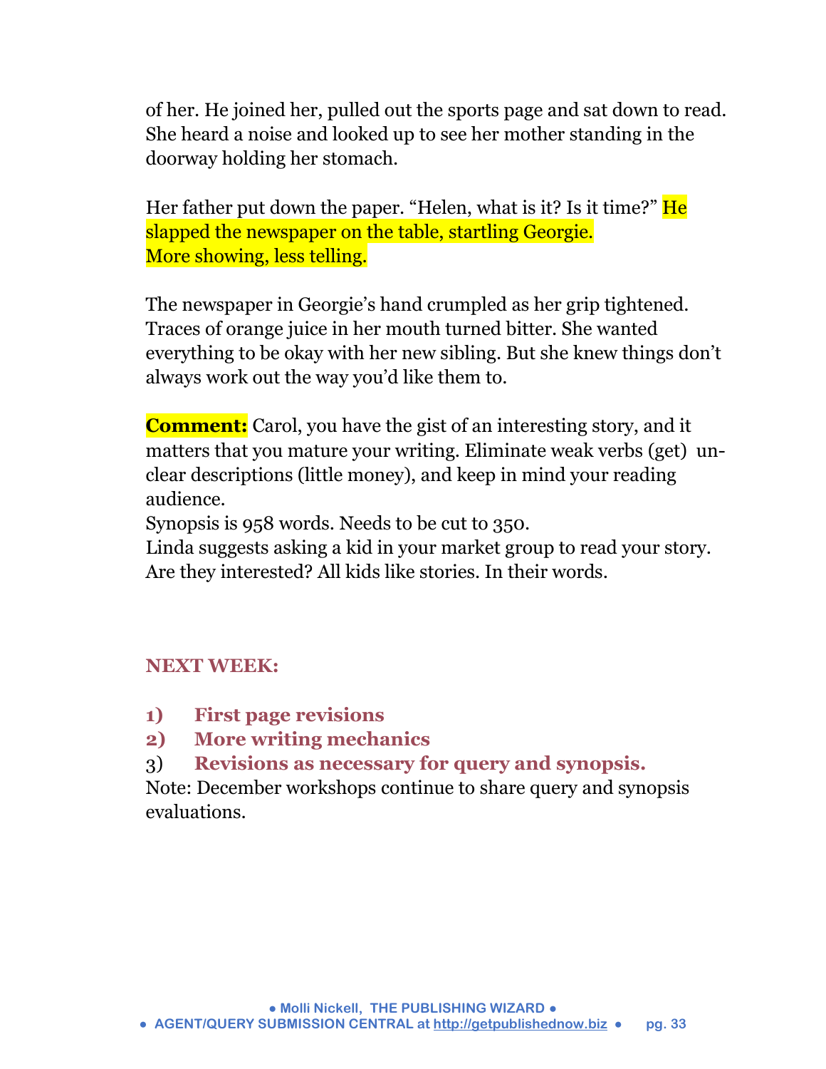of her. He joined her, pulled out the sports page and sat down to read. She heard a noise and looked up to see her mother standing in the doorway holding her stomach.

Her father put down the paper. “Helen, what is it? Is it time?” He slapped the newspaper on the table, startling Georgie.
More showing, less telling.

The newspaper in Georgie’s hand crumpled as her grip tightened. Traces of orange juice in her mouth turned bitter. She wanted everything to be okay with her new sibling. But she knew things don’t always work out the way you’d like them to.

**Comment:** Carol, you have the gist of an interesting story, and it matters that you mature your writing. Eliminate weak verbs (get) unclear descriptions (little money), and keep in mind your reading audience.
Synopsis is 958 words. Needs to be cut to 350.
Linda suggests asking a kid in your market group to read your story. Are they interested? All kids like stories. In their words.

**NEXT WEEK:**

1) **First page revisions**
2) **More writing mechanics**
3) **Revisions as necessary for query and synopsis.**

Note: December workshops continue to share query and synopsis evaluations.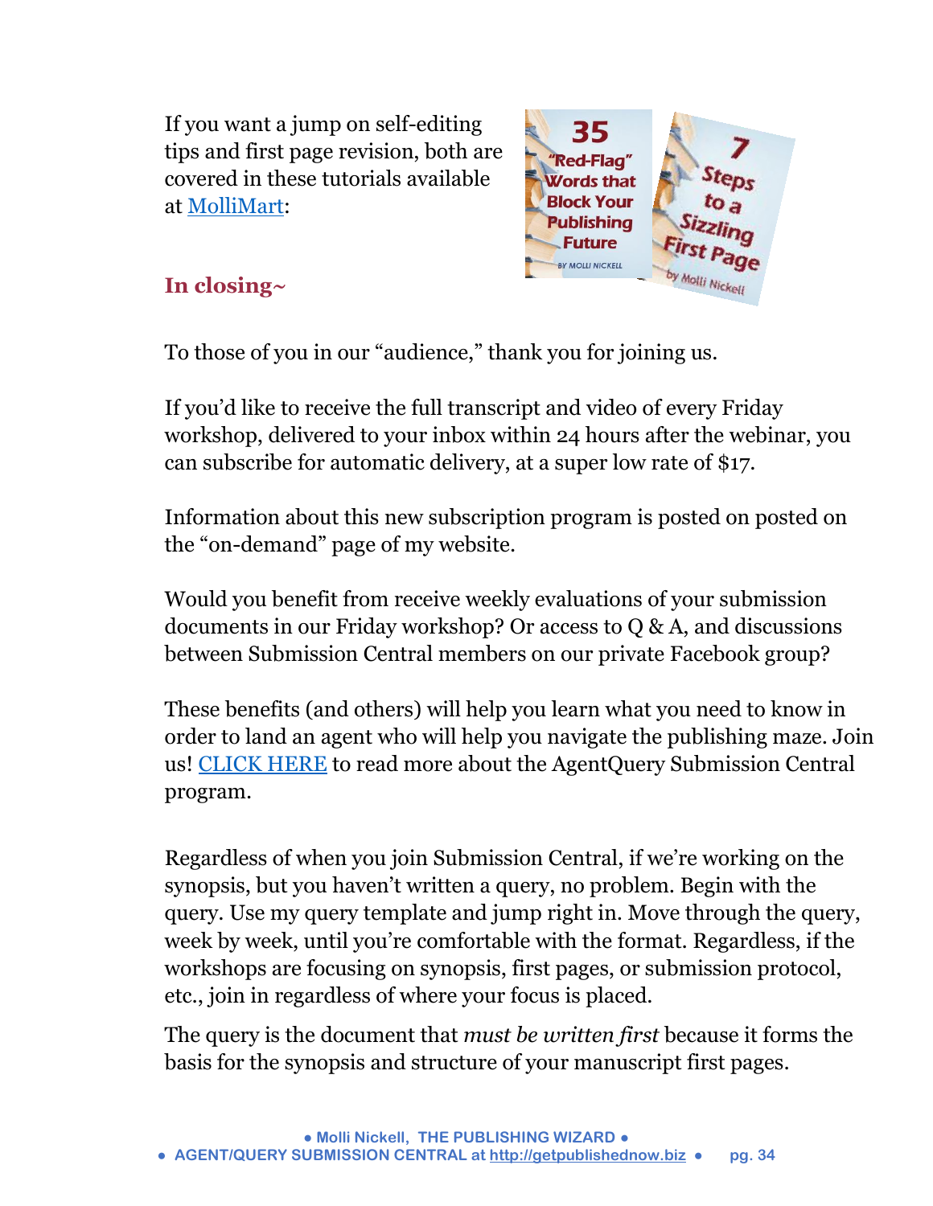If you want a jump on self-editing tips and first page revision, both are covered in these tutorials available at MolliMart:

## In closing~

To those of you in our "audience," thank you for joining us.

If you'd like to receive the full transcript and video of every Friday workshop, delivered to your inbox within 24 hours after the webinar, you can subscribe for automatic delivery, at a super low rate of $17.

Information about this new subscription program is posted on posted on the "on-demand" page of my website.

Would you benefit from receive weekly evaluations of your submission documents in our Friday workshop? Or access to Q & A, and discussions between Submission Central members on our private Facebook group?

These benefits (and others) will help you learn what you need to know in order to land an agent who will help you navigate the publishing maze. Join us! CLICK HERE to read more about the AgentQuery Submission Central program.

Regardless of when you join Submission Central, if we're working on the synopsis, but you haven't written a query, no problem. Begin with the query. Use my query template and jump right in. Move through the query, week by week, until you're comfortable with the format. Regardless, if the workshops are focusing on synopsis, first pages, or submission protocol, etc., join in regardless of where your focus is placed.

The query is the document that *must be written first* because it forms the basis for the synopsis and structure of your manuscript first pages.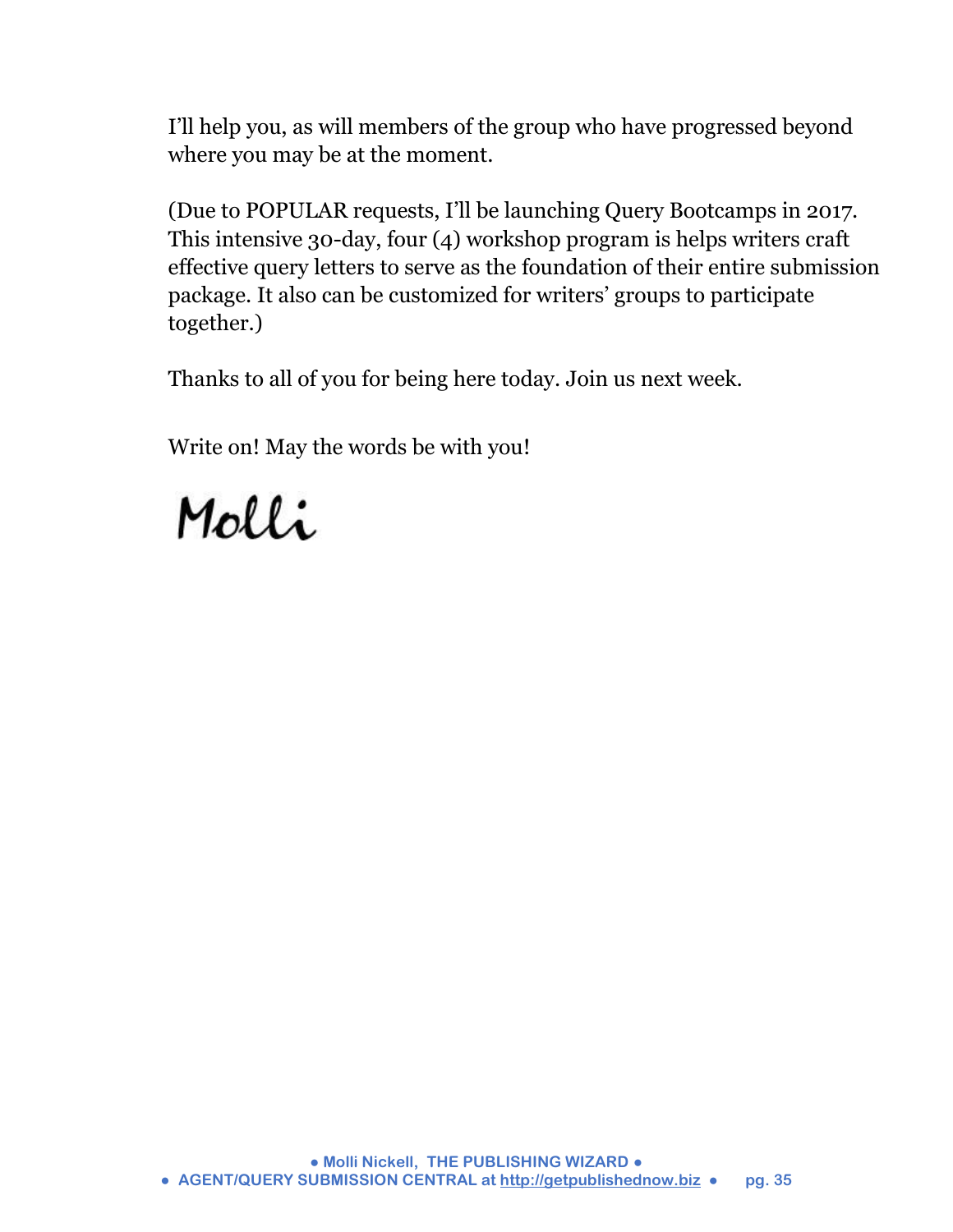I'll help you, as will members of the group who have progressed beyond where you may be at the moment.

(Due to POPULAR requests, I'll be launching Query Bootcamps in 2017. This intensive 30-day, four (4) workshop program is helps writers craft effective query letters to serve as the foundation of their entire submission package. It also can be customized for writers' groups to participate together.)

Thanks to all of you for being here today. Join us next week.

Write on! May the words be with you!

Molli